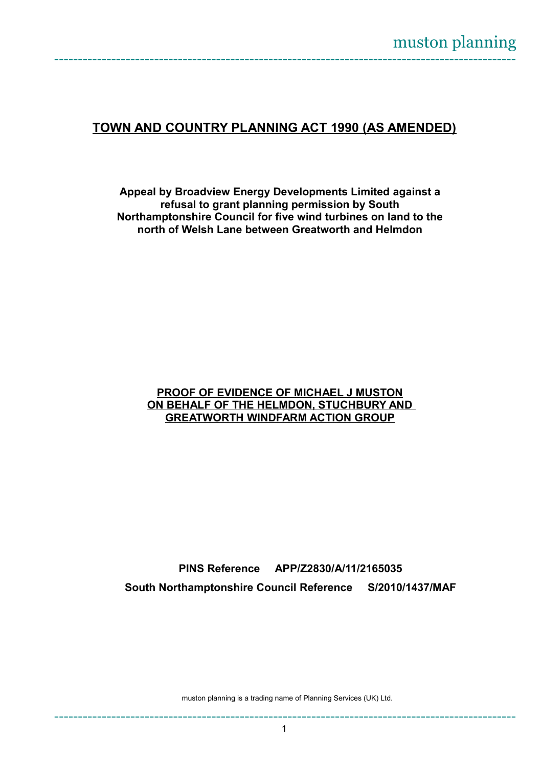muston planning

# TOWN AND COUNTRY PLANNING ACT 1990 (AS AMENDED)

**Appeal by Broadview Energy Developments Limited against a refusal to grant planning permission by South Northamptonshire Council for five wind turbines on land to the north of Welsh Lane between Greatworth and Helmdon**

## PROOF OF EVIDENCE OF MICHAEL J MUSTON ON BEHALF OF THE HELMDON, STUCHBURY AND GREATWORTH WINDFARM ACTION GROUP

**PINS Reference APP/Z2830/A/11/2165035**

**South Northamptonshire Council Reference S/2010/1437/MAF**

muston planning is a trading name of Planning Services (UK) Ltd.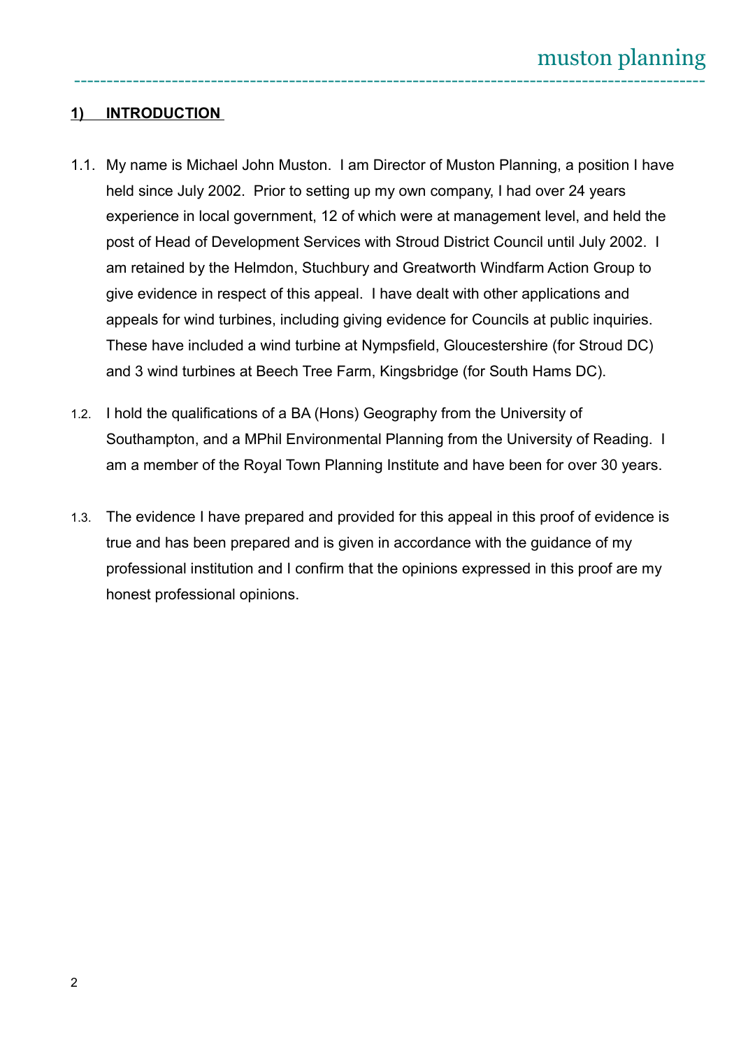## 1) INTRODUCTION

1.1. My name is Michael John Muston. I am Director of Muston Planning, a position I have held since July 2002. Prior to setting up my own company, I had over 24 years experience in local government, 12 of which were at management level, and held the post of Head of Development Services with Stroud District Council until July 2002. I am retained by the Helmdon, Stuchbury and Greatworth Windfarm Action Group to give evidence in respect of this appeal. I have dealt with other applications and appeals for wind turbines, including giving evidence for Councils at public inquiries. These have included a wind turbine at Nympsfield, Gloucestershire (for Stroud DC) and 3 wind turbines at Beech Tree Farm, Kingsbridge (for South Hams DC).

1.2. I hold the qualifications of a BA (Hons) Geography from the University of Southampton, and a MPhil Environmental Planning from the University of Reading. I am a member of the Royal Town Planning Institute and have been for over 30 years.

1.3. The evidence I have prepared and provided for this appeal in this proof of evidence is true and has been prepared and is given in accordance with the guidance of my professional institution and I confirm that the opinions expressed in this proof are my honest professional opinions.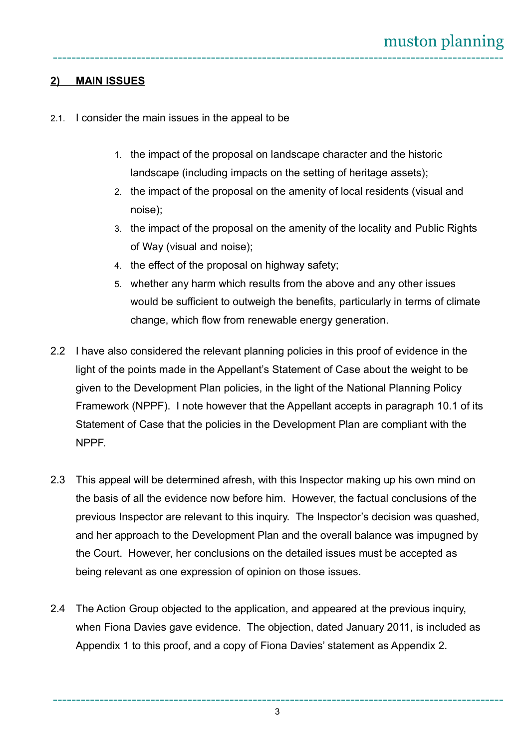## 2) MAIN ISSUES

2.1. I consider the main issues in the appeal to be

1. the impact of the proposal on landscape character and the historic landscape (including impacts on the setting of heritage assets);
2. the impact of the proposal on the amenity of local residents (visual and noise);
3. the impact of the proposal on the amenity of the locality and Public Rights of Way (visual and noise);
4. the effect of the proposal on highway safety;
5. whether any harm which results from the above and any other issues would be sufficient to outweigh the benefits, particularly in terms of climate change, which flow from renewable energy generation.

2.2 I have also considered the relevant planning policies in this proof of evidence in the light of the points made in the Appellant's Statement of Case about the weight to be given to the Development Plan policies, in the light of the National Planning Policy Framework (NPPF). I note however that the Appellant accepts in paragraph 10.1 of its Statement of Case that the policies in the Development Plan are compliant with the NPPF.

2.3 This appeal will be determined afresh, with this Inspector making up his own mind on the basis of all the evidence now before him. However, the factual conclusions of the previous Inspector are relevant to this inquiry. The Inspector's decision was quashed, and her approach to the Development Plan and the overall balance was impugned by the Court. However, her conclusions on the detailed issues must be accepted as being relevant as one expression of opinion on those issues.

2.4 The Action Group objected to the application, and appeared at the previous inquiry, when Fiona Davies gave evidence. The objection, dated January 2011, is included as Appendix 1 to this proof, and a copy of Fiona Davies' statement as Appendix 2.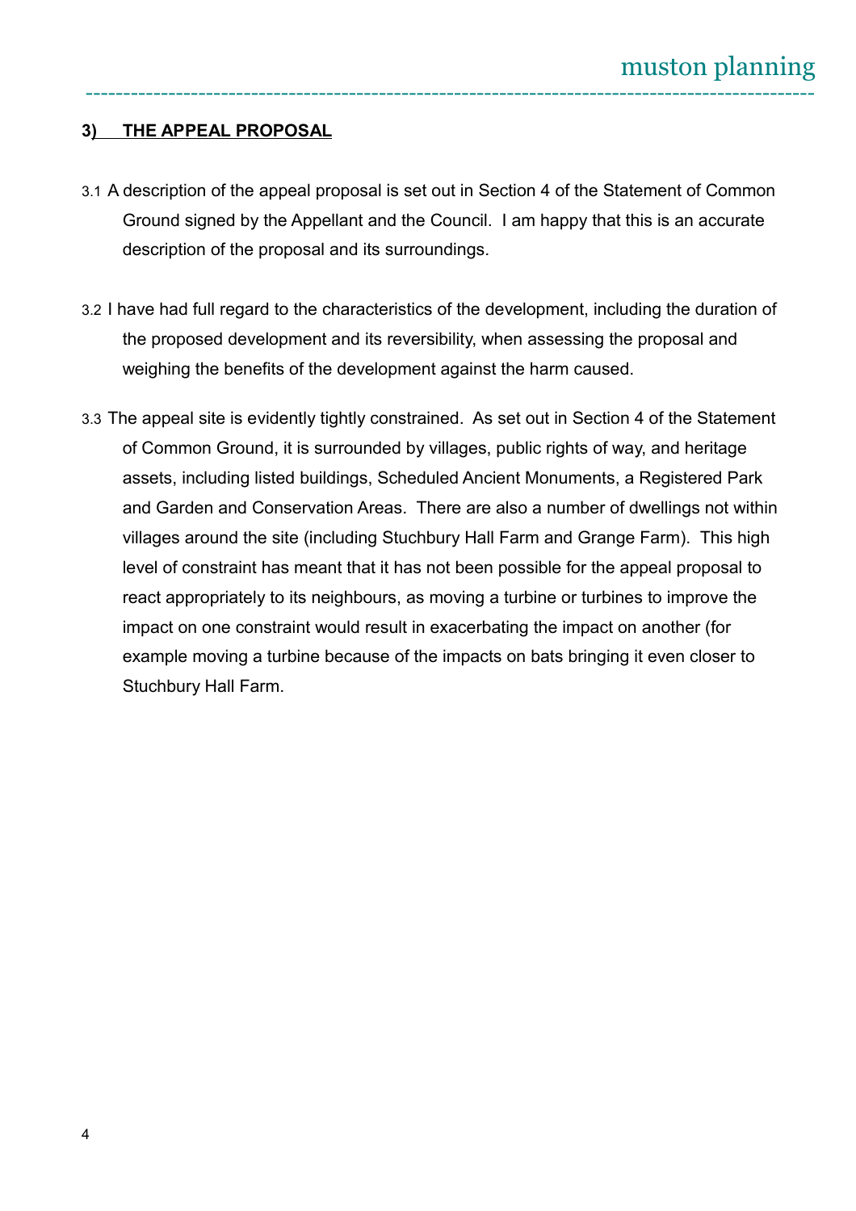## 3) THE APPEAL PROPOSAL

3.1 A description of the appeal proposal is set out in Section 4 of the Statement of Common Ground signed by the Appellant and the Council. I am happy that this is an accurate description of the proposal and its surroundings.

3.2 I have had full regard to the characteristics of the development, including the duration of the proposed development and its reversibility, when assessing the proposal and weighing the benefits of the development against the harm caused.

3.3 The appeal site is evidently tightly constrained. As set out in Section 4 of the Statement of Common Ground, it is surrounded by villages, public rights of way, and heritage assets, including listed buildings, Scheduled Ancient Monuments, a Registered Park and Garden and Conservation Areas. There are also a number of dwellings not within villages around the site (including Stuchbury Hall Farm and Grange Farm). This high level of constraint has meant that it has not been possible for the appeal proposal to react appropriately to its neighbours, as moving a turbine or turbines to improve the impact on one constraint would result in exacerbating the impact on another (for example moving a turbine because of the impacts on bats bringing it even closer to Stuchbury Hall Farm.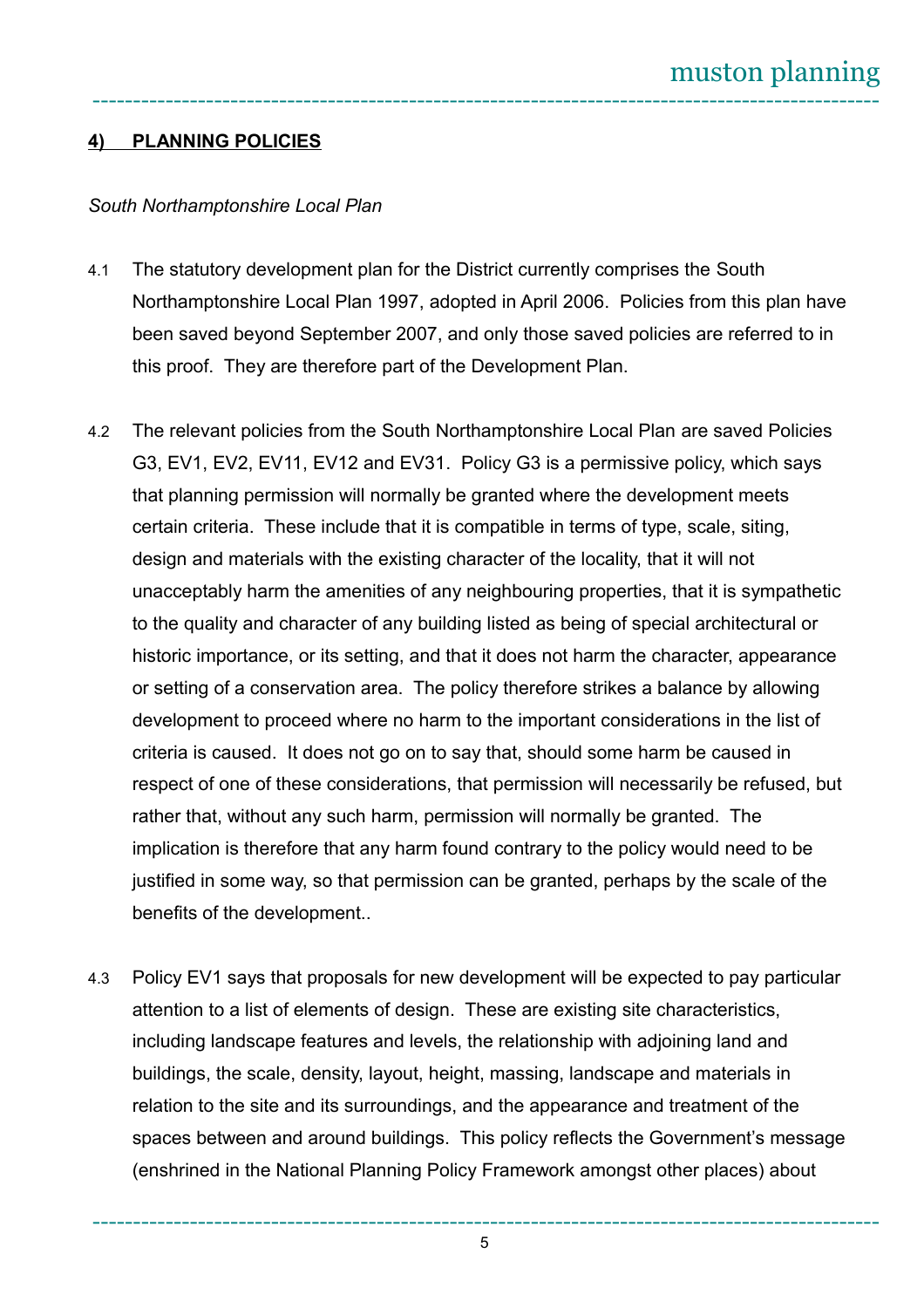## 4) PLANNING POLICIES

*South Northamptonshire Local Plan*

4.1 The statutory development plan for the District currently comprises the South Northamptonshire Local Plan 1997, adopted in April 2006. Policies from this plan have been saved beyond September 2007, and only those saved policies are referred to in this proof. They are therefore part of the Development Plan.

4.2 The relevant policies from the South Northamptonshire Local Plan are saved Policies G3, EV1, EV2, EV11, EV12 and EV31. Policy G3 is a permissive policy, which says that planning permission will normally be granted where the development meets certain criteria. These include that it is compatible in terms of type, scale, siting, design and materials with the existing character of the locality, that it will not unacceptably harm the amenities of any neighbouring properties, that it is sympathetic to the quality and character of any building listed as being of special architectural or historic importance, or its setting, and that it does not harm the character, appearance or setting of a conservation area. The policy therefore strikes a balance by allowing development to proceed where no harm to the important considerations in the list of criteria is caused. It does not go on to say that, should some harm be caused in respect of one of these considerations, that permission will necessarily be refused, but rather that, without any such harm, permission will normally be granted. The implication is therefore that any harm found contrary to the policy would need to be justified in some way, so that permission can be granted, perhaps by the scale of the benefits of the development..

4.3 Policy EV1 says that proposals for new development will be expected to pay particular attention to a list of elements of design. These are existing site characteristics, including landscape features and levels, the relationship with adjoining land and buildings, the scale, density, layout, height, massing, landscape and materials in relation to the site and its surroundings, and the appearance and treatment of the spaces between and around buildings. This policy reflects the Government's message (enshrined in the National Planning Policy Framework amongst other places) about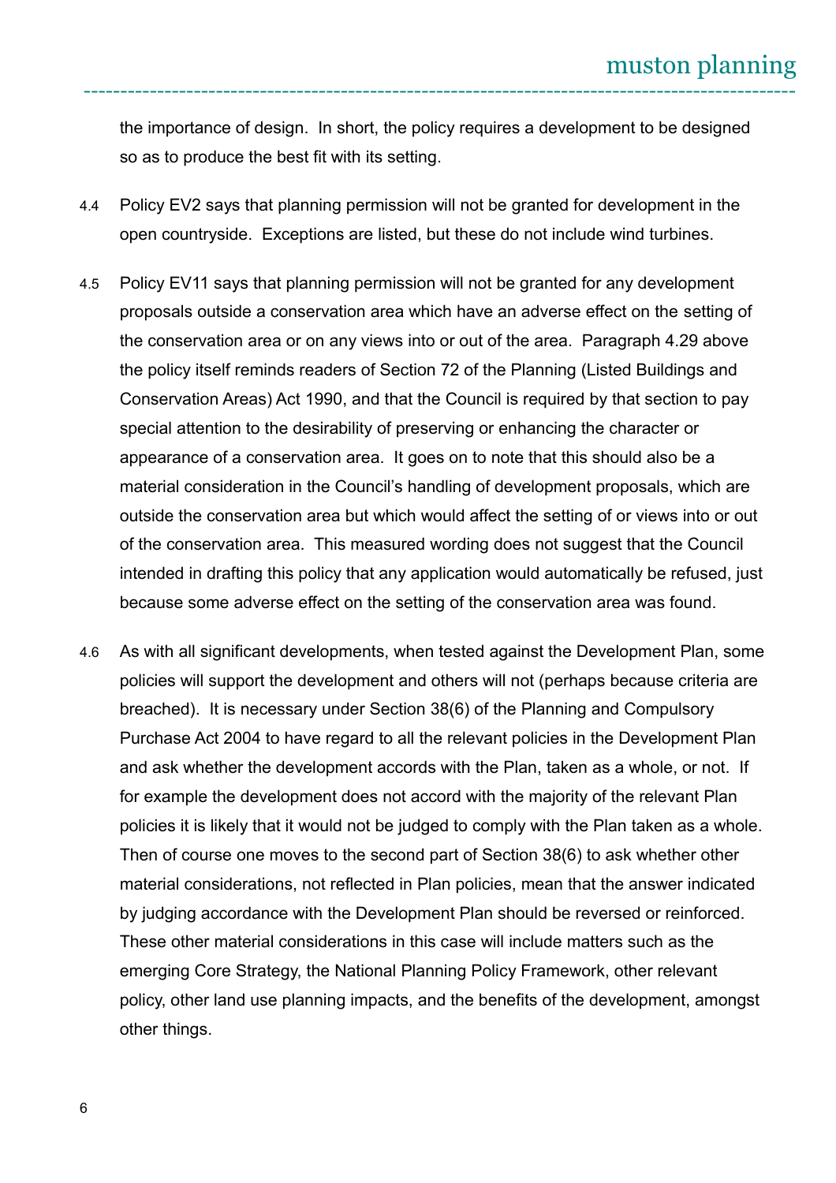the importance of design. In short, the policy requires a development to be designed so as to produce the best fit with its setting.

4.4 Policy EV2 says that planning permission will not be granted for development in the open countryside. Exceptions are listed, but these do not include wind turbines.

4.5 Policy EV11 says that planning permission will not be granted for any development proposals outside a conservation area which have an adverse effect on the setting of the conservation area or on any views into or out of the area. Paragraph 4.29 above the policy itself reminds readers of Section 72 of the Planning (Listed Buildings and Conservation Areas) Act 1990, and that the Council is required by that section to pay special attention to the desirability of preserving or enhancing the character or appearance of a conservation area. It goes on to note that this should also be a material consideration in the Council's handling of development proposals, which are outside the conservation area but which would affect the setting of or views into or out of the conservation area. This measured wording does not suggest that the Council intended in drafting this policy that any application would automatically be refused, just because some adverse effect on the setting of the conservation area was found.

4.6 As with all significant developments, when tested against the Development Plan, some policies will support the development and others will not (perhaps because criteria are breached). It is necessary under Section 38(6) of the Planning and Compulsory Purchase Act 2004 to have regard to all the relevant policies in the Development Plan and ask whether the development accords with the Plan, taken as a whole, or not. If for example the development does not accord with the majority of the relevant Plan policies it is likely that it would not be judged to comply with the Plan taken as a whole. Then of course one moves to the second part of Section 38(6) to ask whether other material considerations, not reflected in Plan policies, mean that the answer indicated by judging accordance with the Development Plan should be reversed or reinforced. These other material considerations in this case will include matters such as the emerging Core Strategy, the National Planning Policy Framework, other relevant policy, other land use planning impacts, and the benefits of the development, amongst other things.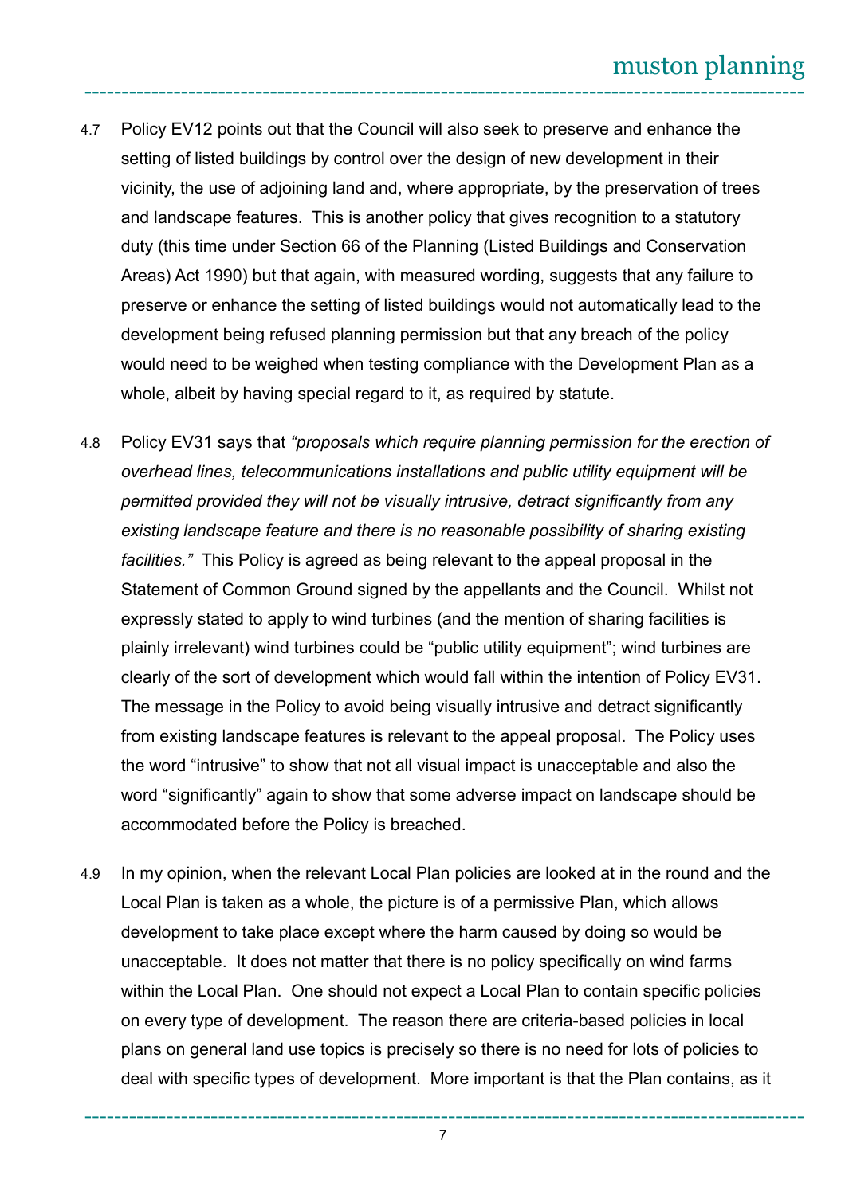4.7 Policy EV12 points out that the Council will also seek to preserve and enhance the setting of listed buildings by control over the design of new development in their vicinity, the use of adjoining land and, where appropriate, by the preservation of trees and landscape features. This is another policy that gives recognition to a statutory duty (this time under Section 66 of the Planning (Listed Buildings and Conservation Areas) Act 1990) but that again, with measured wording, suggests that any failure to preserve or enhance the setting of listed buildings would not automatically lead to the development being refused planning permission but that any breach of the policy would need to be weighed when testing compliance with the Development Plan as a whole, albeit by having special regard to it, as required by statute.

4.8 Policy EV31 says that *"proposals which require planning permission for the erection of overhead lines, telecommunications installations and public utility equipment will be permitted provided they will not be visually intrusive, detract significantly from any existing landscape feature and there is no reasonable possibility of sharing existing facilities."* This Policy is agreed as being relevant to the appeal proposal in the Statement of Common Ground signed by the appellants and the Council. Whilst not expressly stated to apply to wind turbines (and the mention of sharing facilities is plainly irrelevant) wind turbines could be "public utility equipment"; wind turbines are clearly of the sort of development which would fall within the intention of Policy EV31. The message in the Policy to avoid being visually intrusive and detract significantly from existing landscape features is relevant to the appeal proposal. The Policy uses the word "intrusive" to show that not all visual impact is unacceptable and also the word "significantly" again to show that some adverse impact on landscape should be accommodated before the Policy is breached.

4.9 In my opinion, when the relevant Local Plan policies are looked at in the round and the Local Plan is taken as a whole, the picture is of a permissive Plan, which allows development to take place except where the harm caused by doing so would be unacceptable. It does not matter that there is no policy specifically on wind farms within the Local Plan. One should not expect a Local Plan to contain specific policies on every type of development. The reason there are criteria-based policies in local plans on general land use topics is precisely so there is no need for lots of policies to deal with specific types of development. More important is that the Plan contains, as it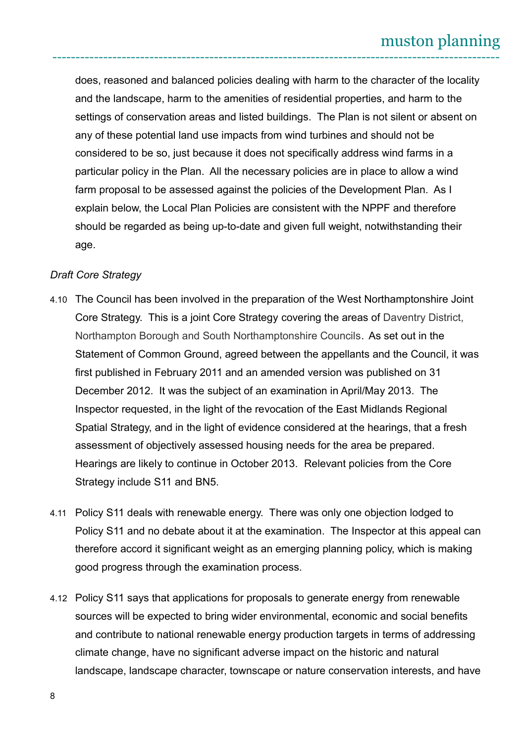does, reasoned and balanced policies dealing with harm to the character of the locality and the landscape, harm to the amenities of residential properties, and harm to the settings of conservation areas and listed buildings. The Plan is not silent or absent on any of these potential land use impacts from wind turbines and should not be considered to be so, just because it does not specifically address wind farms in a particular policy in the Plan. All the necessary policies are in place to allow a wind farm proposal to be assessed against the policies of the Development Plan. As I explain below, the Local Plan Policies are consistent with the NPPF and therefore should be regarded as being up-to-date and given full weight, notwithstanding their age.

*Draft Core Strategy*

4.10 The Council has been involved in the preparation of the West Northamptonshire Joint Core Strategy. This is a joint Core Strategy covering the areas of Daventry District, Northampton Borough and South Northamptonshire Councils. As set out in the Statement of Common Ground, agreed between the appellants and the Council, it was first published in February 2011 and an amended version was published on 31 December 2012. It was the subject of an examination in April/May 2013. The Inspector requested, in the light of the revocation of the East Midlands Regional Spatial Strategy, and in the light of evidence considered at the hearings, that a fresh assessment of objectively assessed housing needs for the area be prepared. Hearings are likely to continue in October 2013. Relevant policies from the Core Strategy include S11 and BN5.

4.11 Policy S11 deals with renewable energy. There was only one objection lodged to Policy S11 and no debate about it at the examination. The Inspector at this appeal can therefore accord it significant weight as an emerging planning policy, which is making good progress through the examination process.

4.12 Policy S11 says that applications for proposals to generate energy from renewable sources will be expected to bring wider environmental, economic and social benefits and contribute to national renewable energy production targets in terms of addressing climate change, have no significant adverse impact on the historic and natural landscape, landscape character, townscape or nature conservation interests, and have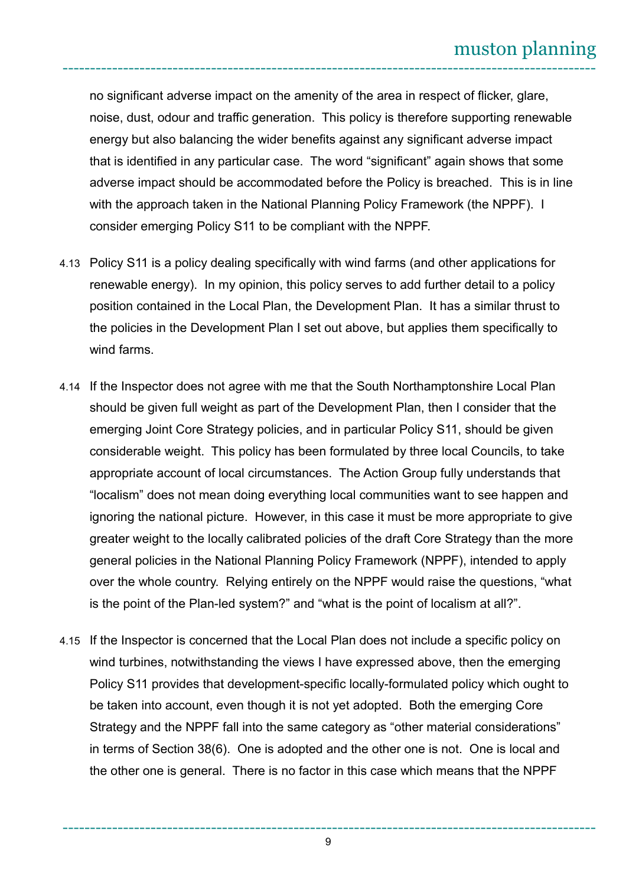no significant adverse impact on the amenity of the area in respect of flicker, glare, noise, dust, odour and traffic generation. This policy is therefore supporting renewable energy but also balancing the wider benefits against any significant adverse impact that is identified in any particular case. The word "significant" again shows that some adverse impact should be accommodated before the Policy is breached. This is in line with the approach taken in the National Planning Policy Framework (the NPPF). I consider emerging Policy S11 to be compliant with the NPPF.

4.13 Policy S11 is a policy dealing specifically with wind farms (and other applications for renewable energy). In my opinion, this policy serves to add further detail to a policy position contained in the Local Plan, the Development Plan. It has a similar thrust to the policies in the Development Plan I set out above, but applies them specifically to wind farms.

4.14 If the Inspector does not agree with me that the South Northamptonshire Local Plan should be given full weight as part of the Development Plan, then I consider that the emerging Joint Core Strategy policies, and in particular Policy S11, should be given considerable weight. This policy has been formulated by three local Councils, to take appropriate account of local circumstances. The Action Group fully understands that "localism" does not mean doing everything local communities want to see happen and ignoring the national picture. However, in this case it must be more appropriate to give greater weight to the locally calibrated policies of the draft Core Strategy than the more general policies in the National Planning Policy Framework (NPPF), intended to apply over the whole country. Relying entirely on the NPPF would raise the questions, "what is the point of the Plan-led system?" and "what is the point of localism at all?".

4.15 If the Inspector is concerned that the Local Plan does not include a specific policy on wind turbines, notwithstanding the views I have expressed above, then the emerging Policy S11 provides that development-specific locally-formulated policy which ought to be taken into account, even though it is not yet adopted. Both the emerging Core Strategy and the NPPF fall into the same category as "other material considerations" in terms of Section 38(6). One is adopted and the other one is not. One is local and the other one is general. There is no factor in this case which means that the NPPF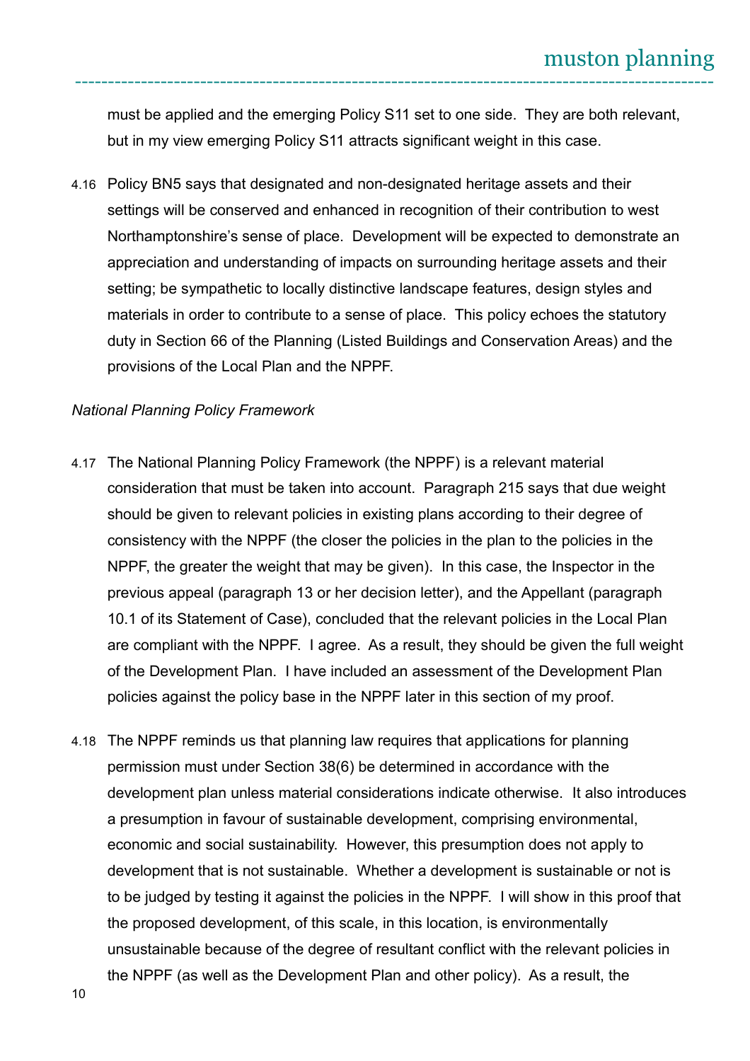must be applied and the emerging Policy S11 set to one side. They are both relevant, but in my view emerging Policy S11 attracts significant weight in this case.

4.16 Policy BN5 says that designated and non-designated heritage assets and their settings will be conserved and enhanced in recognition of their contribution to west Northamptonshire's sense of place. Development will be expected to demonstrate an appreciation and understanding of impacts on surrounding heritage assets and their setting; be sympathetic to locally distinctive landscape features, design styles and materials in order to contribute to a sense of place. This policy echoes the statutory duty in Section 66 of the Planning (Listed Buildings and Conservation Areas) and the provisions of the Local Plan and the NPPF.

*National Planning Policy Framework*

4.17 The National Planning Policy Framework (the NPPF) is a relevant material consideration that must be taken into account. Paragraph 215 says that due weight should be given to relevant policies in existing plans according to their degree of consistency with the NPPF (the closer the policies in the plan to the policies in the NPPF, the greater the weight that may be given). In this case, the Inspector in the previous appeal (paragraph 13 or her decision letter), and the Appellant (paragraph 10.1 of its Statement of Case), concluded that the relevant policies in the Local Plan are compliant with the NPPF. I agree. As a result, they should be given the full weight of the Development Plan. I have included an assessment of the Development Plan policies against the policy base in the NPPF later in this section of my proof.

4.18 The NPPF reminds us that planning law requires that applications for planning permission must under Section 38(6) be determined in accordance with the development plan unless material considerations indicate otherwise. It also introduces a presumption in favour of sustainable development, comprising environmental, economic and social sustainability. However, this presumption does not apply to development that is not sustainable. Whether a development is sustainable or not is to be judged by testing it against the policies in the NPPF. I will show in this proof that the proposed development, of this scale, in this location, is environmentally unsustainable because of the degree of resultant conflict with the relevant policies in the NPPF (as well as the Development Plan and other policy). As a result, the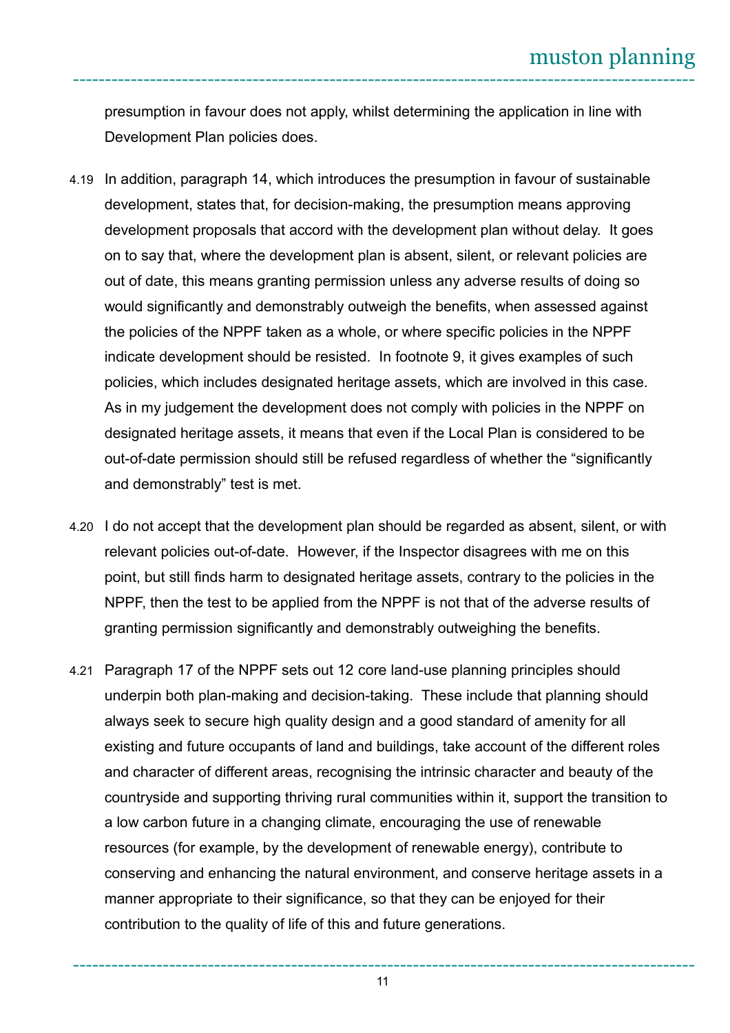presumption in favour does not apply, whilst determining the application in line with Development Plan policies does.

4.19 In addition, paragraph 14, which introduces the presumption in favour of sustainable development, states that, for decision-making, the presumption means approving development proposals that accord with the development plan without delay. It goes on to say that, where the development plan is absent, silent, or relevant policies are out of date, this means granting permission unless any adverse results of doing so would significantly and demonstrably outweigh the benefits, when assessed against the policies of the NPPF taken as a whole, or where specific policies in the NPPF indicate development should be resisted. In footnote 9, it gives examples of such policies, which includes designated heritage assets, which are involved in this case. As in my judgement the development does not comply with policies in the NPPF on designated heritage assets, it means that even if the Local Plan is considered to be out-of-date permission should still be refused regardless of whether the "significantly and demonstrably" test is met.

4.20 I do not accept that the development plan should be regarded as absent, silent, or with relevant policies out-of-date. However, if the Inspector disagrees with me on this point, but still finds harm to designated heritage assets, contrary to the policies in the NPPF, then the test to be applied from the NPPF is not that of the adverse results of granting permission significantly and demonstrably outweighing the benefits.

4.21 Paragraph 17 of the NPPF sets out 12 core land-use planning principles should underpin both plan-making and decision-taking. These include that planning should always seek to secure high quality design and a good standard of amenity for all existing and future occupants of land and buildings, take account of the different roles and character of different areas, recognising the intrinsic character and beauty of the countryside and supporting thriving rural communities within it, support the transition to a low carbon future in a changing climate, encouraging the use of renewable resources (for example, by the development of renewable energy), contribute to conserving and enhancing the natural environment, and conserve heritage assets in a manner appropriate to their significance, so that they can be enjoyed for their contribution to the quality of life of this and future generations.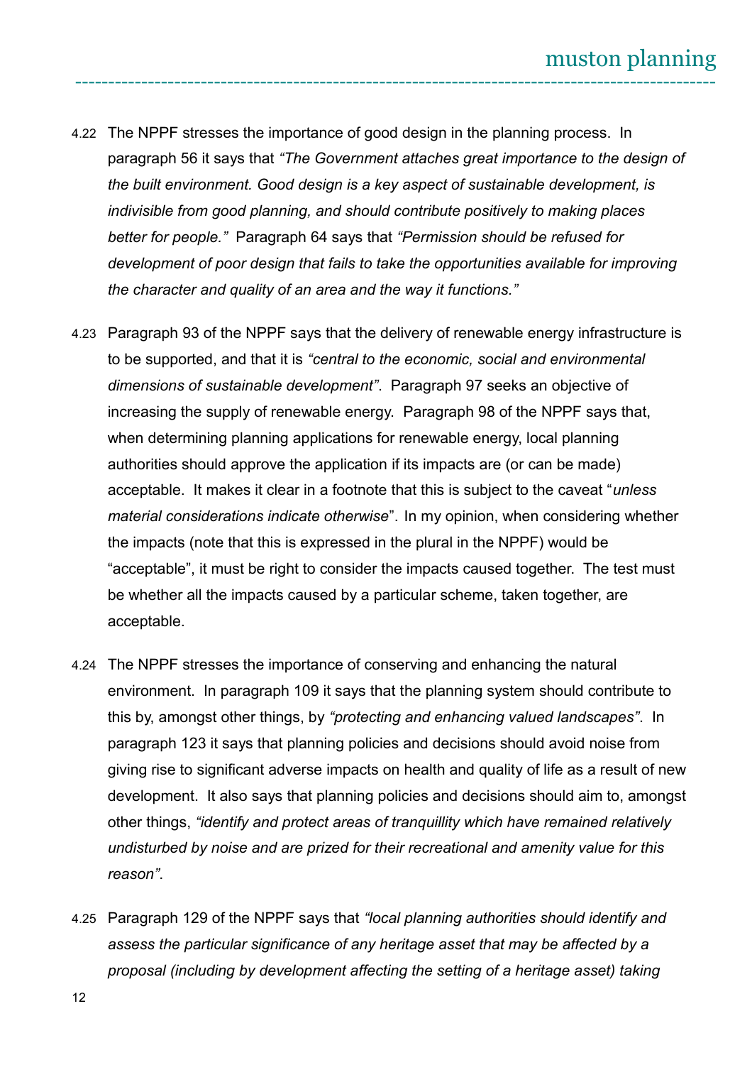4.22 The NPPF stresses the importance of good design in the planning process. In paragraph 56 it says that *"The Government attaches great importance to the design of the built environment. Good design is a key aspect of sustainable development, is indivisible from good planning, and should contribute positively to making places better for people."* Paragraph 64 says that *"Permission should be refused for development of poor design that fails to take the opportunities available for improving the character and quality of an area and the way it functions."*

4.23 Paragraph 93 of the NPPF says that the delivery of renewable energy infrastructure is to be supported, and that it is *"central to the economic, social and environmental dimensions of sustainable development"*. Paragraph 97 seeks an objective of increasing the supply of renewable energy. Paragraph 98 of the NPPF says that, when determining planning applications for renewable energy, local planning authorities should approve the application if its impacts are (or can be made) acceptable. It makes it clear in a footnote that this is subject to the caveat "*unless material considerations indicate otherwise*". In my opinion, when considering whether the impacts (note that this is expressed in the plural in the NPPF) would be "acceptable", it must be right to consider the impacts caused together. The test must be whether all the impacts caused by a particular scheme, taken together, are acceptable.

4.24 The NPPF stresses the importance of conserving and enhancing the natural environment. In paragraph 109 it says that the planning system should contribute to this by, amongst other things, by *"protecting and enhancing valued landscapes"*. In paragraph 123 it says that planning policies and decisions should avoid noise from giving rise to significant adverse impacts on health and quality of life as a result of new development. It also says that planning policies and decisions should aim to, amongst other things, *"identify and protect areas of tranquillity which have remained relatively undisturbed by noise and are prized for their recreational and amenity value for this reason"*.

4.25 Paragraph 129 of the NPPF says that *"local planning authorities should identify and assess the particular significance of any heritage asset that may be affected by a proposal (including by development affecting the setting of a heritage asset) taking*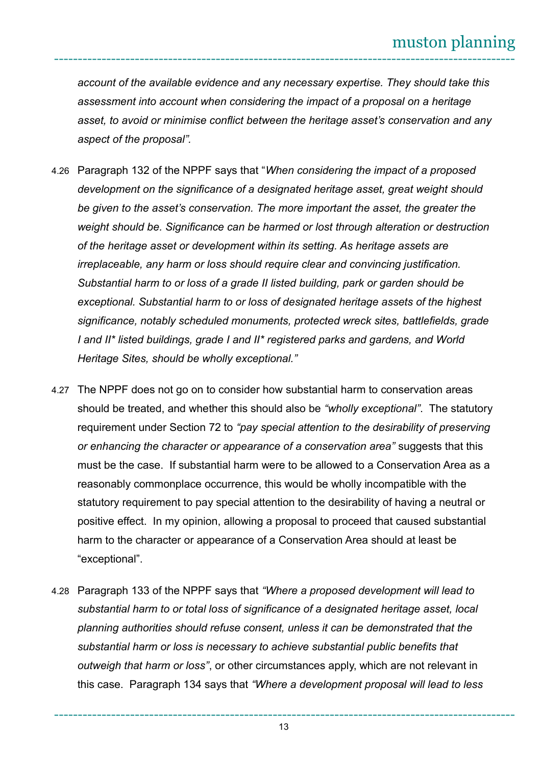*account of the available evidence and any necessary expertise. They should take this assessment into account when considering the impact of a proposal on a heritage asset, to avoid or minimise conflict between the heritage asset's conservation and any aspect of the proposal".*

4.26 Paragraph 132 of the NPPF says that "*When considering the impact of a proposed development on the significance of a designated heritage asset, great weight should be given to the asset's conservation. The more important the asset, the greater the weight should be. Significance can be harmed or lost through alteration or destruction of the heritage asset or development within its setting. As heritage assets are irreplaceable, any harm or loss should require clear and convincing justification. Substantial harm to or loss of a grade II listed building, park or garden should be exceptional. Substantial harm to or loss of designated heritage assets of the highest significance, notably scheduled monuments, protected wreck sites, battlefields, grade I and II* listed buildings, grade I and II* registered parks and gardens, and World Heritage Sites, should be wholly exceptional."*

4.27 The NPPF does not go on to consider how substantial harm to conservation areas should be treated, and whether this should also be *"wholly exceptional"*. The statutory requirement under Section 72 to *"pay special attention to the desirability of preserving or enhancing the character or appearance of a conservation area"* suggests that this must be the case. If substantial harm were to be allowed to a Conservation Area as a reasonably commonplace occurrence, this would be wholly incompatible with the statutory requirement to pay special attention to the desirability of having a neutral or positive effect. In my opinion, allowing a proposal to proceed that caused substantial harm to the character or appearance of a Conservation Area should at least be "exceptional".

4.28 Paragraph 133 of the NPPF says that *"Where a proposed development will lead to substantial harm to or total loss of significance of a designated heritage asset, local planning authorities should refuse consent, unless it can be demonstrated that the substantial harm or loss is necessary to achieve substantial public benefits that outweigh that harm or loss"*, or other circumstances apply, which are not relevant in this case. Paragraph 134 says that *"Where a development proposal will lead to less*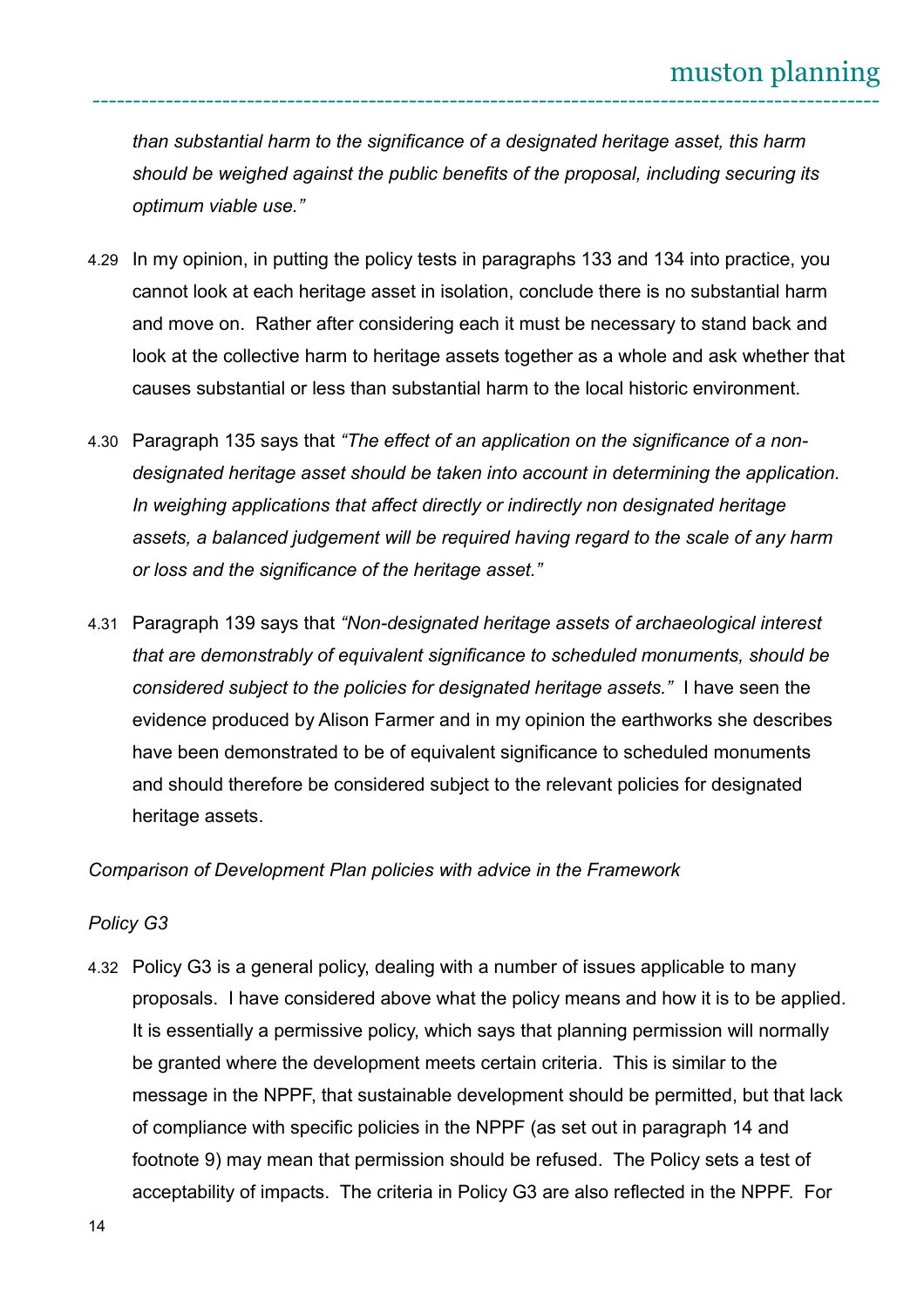*than substantial harm to the significance of a designated heritage asset, this harm should be weighed against the public benefits of the proposal, including securing its optimum viable use."*

4.29 In my opinion, in putting the policy tests in paragraphs 133 and 134 into practice, you cannot look at each heritage asset in isolation, conclude there is no substantial harm and move on. Rather after considering each it must be necessary to stand back and look at the collective harm to heritage assets together as a whole and ask whether that causes substantial or less than substantial harm to the local historic environment.

4.30 Paragraph 135 says that *"The effect of an application on the significance of a non-designated heritage asset should be taken into account in determining the application. In weighing applications that affect directly or indirectly non designated heritage assets, a balanced judgement will be required having regard to the scale of any harm or loss and the significance of the heritage asset."*

4.31 Paragraph 139 says that *"Non-designated heritage assets of archaeological interest that are demonstrably of equivalent significance to scheduled monuments, should be considered subject to the policies for designated heritage assets."* I have seen the evidence produced by Alison Farmer and in my opinion the earthworks she describes have been demonstrated to be of equivalent significance to scheduled monuments and should therefore be considered subject to the relevant policies for designated heritage assets.

*Comparison of Development Plan policies with advice in the Framework*

*Policy G3*

4.32 Policy G3 is a general policy, dealing with a number of issues applicable to many proposals. I have considered above what the policy means and how it is to be applied. It is essentially a permissive policy, which says that planning permission will normally be granted where the development meets certain criteria. This is similar to the message in the NPPF, that sustainable development should be permitted, but that lack of compliance with specific policies in the NPPF (as set out in paragraph 14 and footnote 9) may mean that permission should be refused. The Policy sets a test of acceptability of impacts. The criteria in Policy G3 are also reflected in the NPPF. For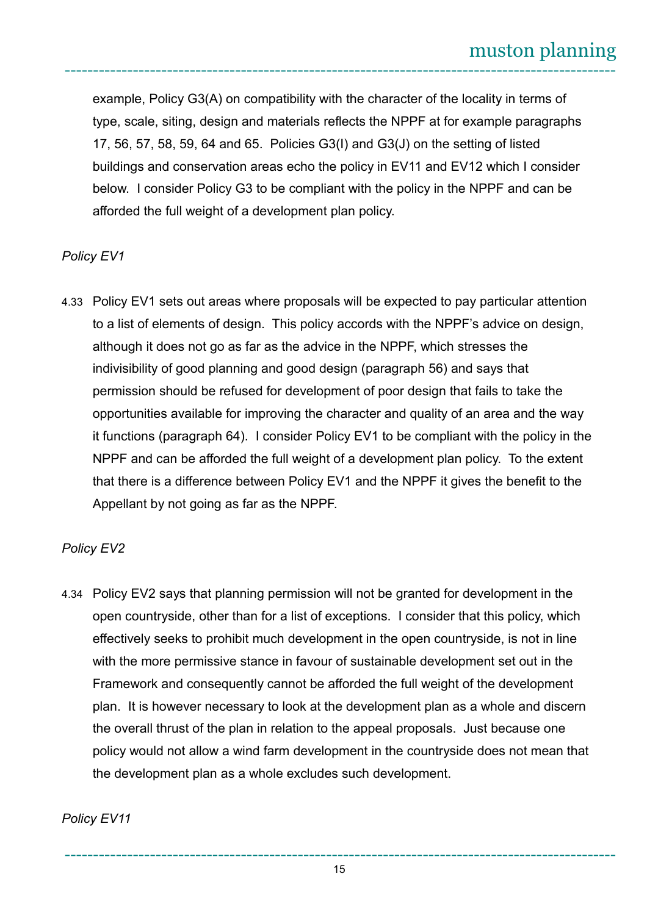example, Policy G3(A) on compatibility with the character of the locality in terms of type, scale, siting, design and materials reflects the NPPF at for example paragraphs 17, 56, 57, 58, 59, 64 and 65. Policies G3(I) and G3(J) on the setting of listed buildings and conservation areas echo the policy in EV11 and EV12 which I consider below. I consider Policy G3 to be compliant with the policy in the NPPF and can be afforded the full weight of a development plan policy.

*Policy EV1*

4.33 Policy EV1 sets out areas where proposals will be expected to pay particular attention to a list of elements of design. This policy accords with the NPPF's advice on design, although it does not go as far as the advice in the NPPF, which stresses the indivisibility of good planning and good design (paragraph 56) and says that permission should be refused for development of poor design that fails to take the opportunities available for improving the character and quality of an area and the way it functions (paragraph 64). I consider Policy EV1 to be compliant with the policy in the NPPF and can be afforded the full weight of a development plan policy. To the extent that there is a difference between Policy EV1 and the NPPF it gives the benefit to the Appellant by not going as far as the NPPF.

*Policy EV2*

4.34 Policy EV2 says that planning permission will not be granted for development in the open countryside, other than for a list of exceptions. I consider that this policy, which effectively seeks to prohibit much development in the open countryside, is not in line with the more permissive stance in favour of sustainable development set out in the Framework and consequently cannot be afforded the full weight of the development plan. It is however necessary to look at the development plan as a whole and discern the overall thrust of the plan in relation to the appeal proposals. Just because one policy would not allow a wind farm development in the countryside does not mean that the development plan as a whole excludes such development.

*Policy EV11*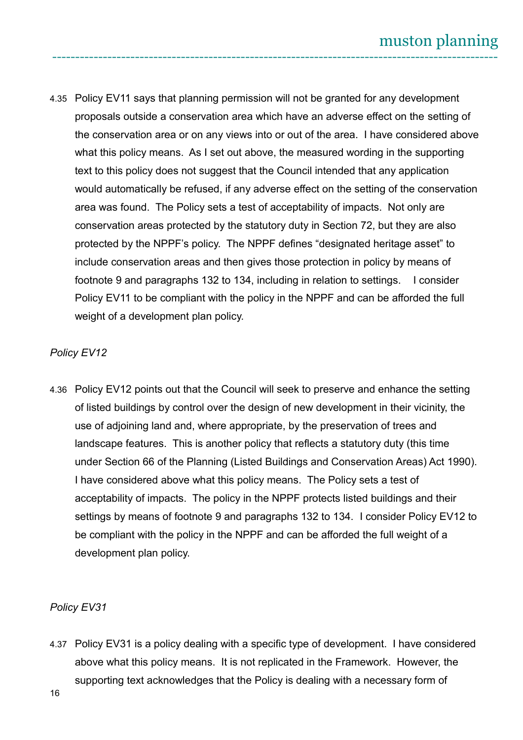4.35 Policy EV11 says that planning permission will not be granted for any development proposals outside a conservation area which have an adverse effect on the setting of the conservation area or on any views into or out of the area. I have considered above what this policy means. As I set out above, the measured wording in the supporting text to this policy does not suggest that the Council intended that any application would automatically be refused, if any adverse effect on the setting of the conservation area was found. The Policy sets a test of acceptability of impacts. Not only are conservation areas protected by the statutory duty in Section 72, but they are also protected by the NPPF's policy. The NPPF defines "designated heritage asset" to include conservation areas and then gives those protection in policy by means of footnote 9 and paragraphs 132 to 134, including in relation to settings. I consider Policy EV11 to be compliant with the policy in the NPPF and can be afforded the full weight of a development plan policy.

*Policy EV12*

4.36 Policy EV12 points out that the Council will seek to preserve and enhance the setting of listed buildings by control over the design of new development in their vicinity, the use of adjoining land and, where appropriate, by the preservation of trees and landscape features. This is another policy that reflects a statutory duty (this time under Section 66 of the Planning (Listed Buildings and Conservation Areas) Act 1990). I have considered above what this policy means. The Policy sets a test of acceptability of impacts. The policy in the NPPF protects listed buildings and their settings by means of footnote 9 and paragraphs 132 to 134. I consider Policy EV12 to be compliant with the policy in the NPPF and can be afforded the full weight of a development plan policy.

*Policy EV31*

4.37 Policy EV31 is a policy dealing with a specific type of development. I have considered above what this policy means. It is not replicated in the Framework. However, the supporting text acknowledges that the Policy is dealing with a necessary form of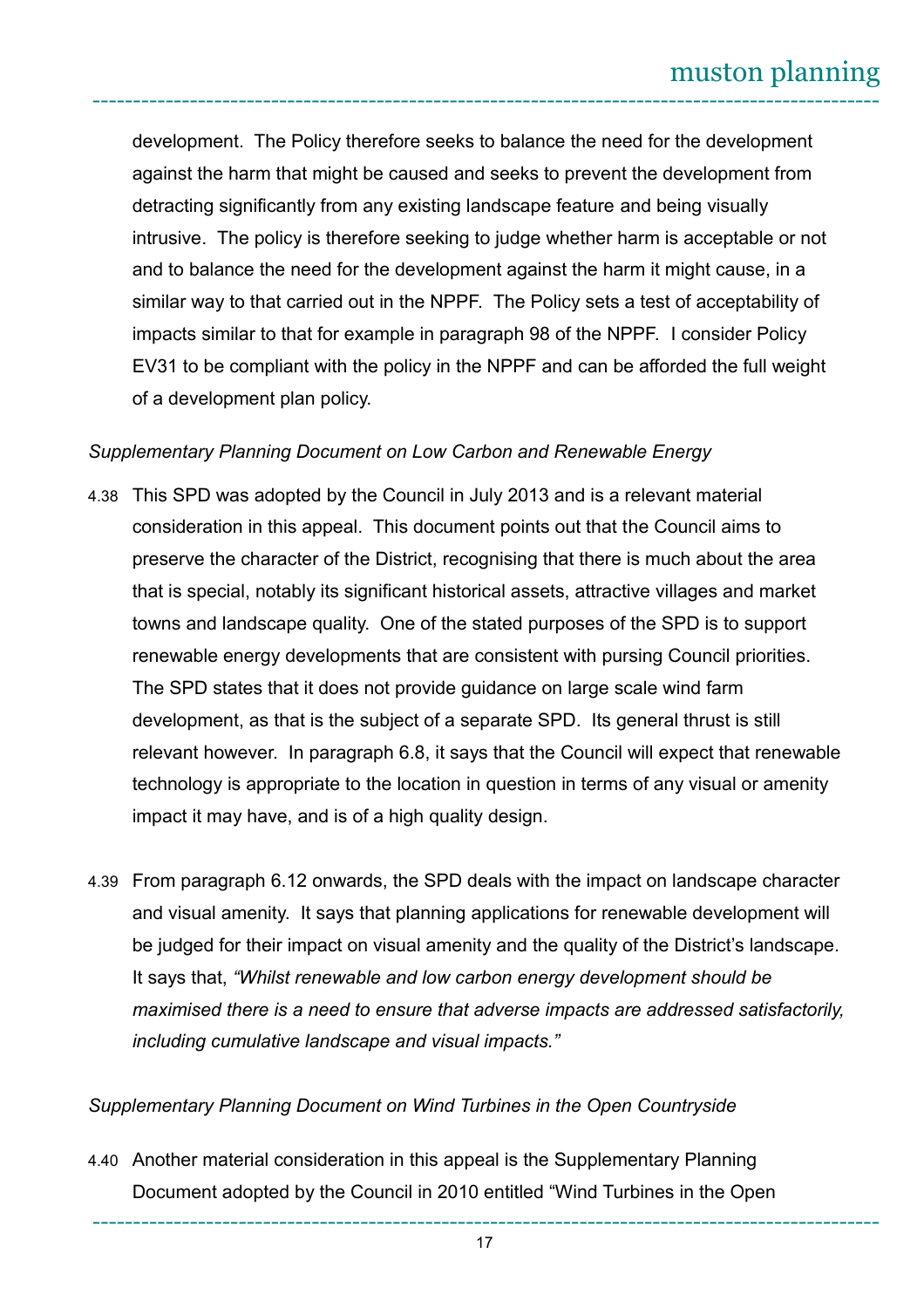development. The Policy therefore seeks to balance the need for the development against the harm that might be caused and seeks to prevent the development from detracting significantly from any existing landscape feature and being visually intrusive. The policy is therefore seeking to judge whether harm is acceptable or not and to balance the need for the development against the harm it might cause, in a similar way to that carried out in the NPPF. The Policy sets a test of acceptability of impacts similar to that for example in paragraph 98 of the NPPF. I consider Policy EV31 to be compliant with the policy in the NPPF and can be afforded the full weight of a development plan policy.

*Supplementary Planning Document on Low Carbon and Renewable Energy*

4.38 This SPD was adopted by the Council in July 2013 and is a relevant material consideration in this appeal. This document points out that the Council aims to preserve the character of the District, recognising that there is much about the area that is special, notably its significant historical assets, attractive villages and market towns and landscape quality. One of the stated purposes of the SPD is to support renewable energy developments that are consistent with pursing Council priorities. The SPD states that it does not provide guidance on large scale wind farm development, as that is the subject of a separate SPD. Its general thrust is still relevant however. In paragraph 6.8, it says that the Council will expect that renewable technology is appropriate to the location in question in terms of any visual or amenity impact it may have, and is of a high quality design.

4.39 From paragraph 6.12 onwards, the SPD deals with the impact on landscape character and visual amenity. It says that planning applications for renewable development will be judged for their impact on visual amenity and the quality of the District's landscape. It says that, *"Whilst renewable and low carbon energy development should be maximised there is a need to ensure that adverse impacts are addressed satisfactorily, including cumulative landscape and visual impacts."*

*Supplementary Planning Document on Wind Turbines in the Open Countryside*

4.40 Another material consideration in this appeal is the Supplementary Planning Document adopted by the Council in 2010 entitled "Wind Turbines in the Open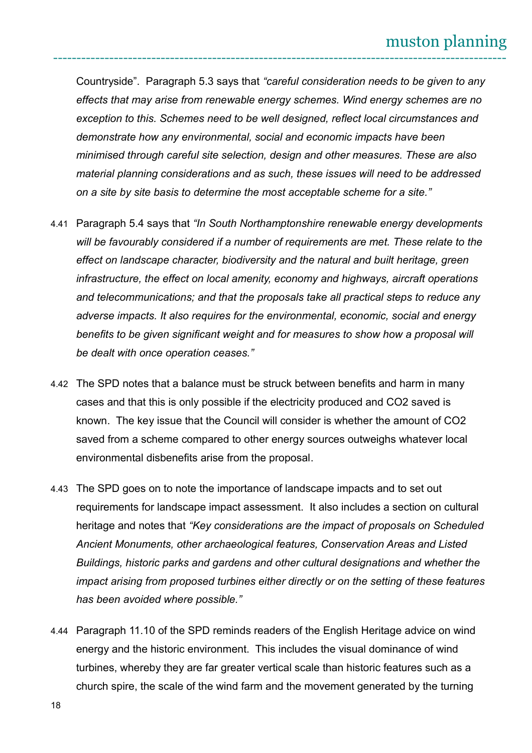Countryside". Paragraph 5.3 says that *"careful consideration needs to be given to any effects that may arise from renewable energy schemes. Wind energy schemes are no exception to this. Schemes need to be well designed, reflect local circumstances and demonstrate how any environmental, social and economic impacts have been minimised through careful site selection, design and other measures. These are also material planning considerations and as such, these issues will need to be addressed on a site by site basis to determine the most acceptable scheme for a site."*

4.41 Paragraph 5.4 says that *"In South Northamptonshire renewable energy developments will be favourably considered if a number of requirements are met. These relate to the effect on landscape character, biodiversity and the natural and built heritage, green infrastructure, the effect on local amenity, economy and highways, aircraft operations and telecommunications; and that the proposals take all practical steps to reduce any adverse impacts. It also requires for the environmental, economic, social and energy benefits to be given significant weight and for measures to show how a proposal will be dealt with once operation ceases."*

4.42 The SPD notes that a balance must be struck between benefits and harm in many cases and that this is only possible if the electricity produced and $CO_2$ saved is known. The key issue that the Council will consider is whether the amount of $CO_2$ saved from a scheme compared to other energy sources outweighs whatever local environmental disbenefits arise from the proposal.

4.43 The SPD goes on to note the importance of landscape impacts and to set out requirements for landscape impact assessment. It also includes a section on cultural heritage and notes that *"Key considerations are the impact of proposals on Scheduled Ancient Monuments, other archaeological features, Conservation Areas and Listed Buildings, historic parks and gardens and other cultural designations and whether the impact arising from proposed turbines either directly or on the setting of these features has been avoided where possible."*

4.44 Paragraph 11.10 of the SPD reminds readers of the English Heritage advice on wind energy and the historic environment. This includes the visual dominance of wind turbines, whereby they are far greater vertical scale than historic features such as a church spire, the scale of the wind farm and the movement generated by the turning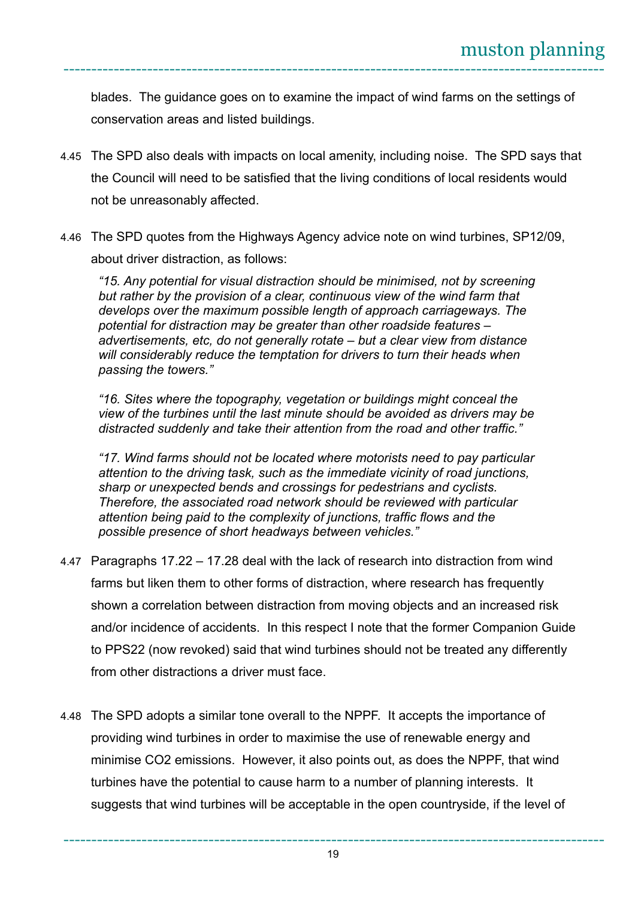blades. The guidance goes on to examine the impact of wind farms on the settings of conservation areas and listed buildings.

4.45 The SPD also deals with impacts on local amenity, including noise. The SPD says that the Council will need to be satisfied that the living conditions of local residents would not be unreasonably affected.

4.46 The SPD quotes from the Highways Agency advice note on wind turbines, SP12/09, about driver distraction, as follows:

> *"15. Any potential for visual distraction should be minimised, not by screening but rather by the provision of a clear, continuous view of the wind farm that develops over the maximum possible length of approach carriageways. The potential for distraction may be greater than other roadside features – advertisements, etc, do not generally rotate – but a clear view from distance will considerably reduce the temptation for drivers to turn their heads when passing the towers."*
>
> *"16. Sites where the topography, vegetation or buildings might conceal the view of the turbines until the last minute should be avoided as drivers may be distracted suddenly and take their attention from the road and other traffic."*
>
> *"17. Wind farms should not be located where motorists need to pay particular attention to the driving task, such as the immediate vicinity of road junctions, sharp or unexpected bends and crossings for pedestrians and cyclists. Therefore, the associated road network should be reviewed with particular attention being paid to the complexity of junctions, traffic flows and the possible presence of short headways between vehicles."*

4.47 Paragraphs 17.22 – 17.28 deal with the lack of research into distraction from wind farms but liken them to other forms of distraction, where research has frequently shown a correlation between distraction from moving objects and an increased risk and/or incidence of accidents. In this respect I note that the former Companion Guide to PPS22 (now revoked) said that wind turbines should not be treated any differently from other distractions a driver must face.

4.48 The SPD adopts a similar tone overall to the NPPF. It accepts the importance of providing wind turbines in order to maximise the use of renewable energy and minimise $CO_2$ emissions. However, it also points out, as does the NPPF, that wind turbines have the potential to cause harm to a number of planning interests. It suggests that wind turbines will be acceptable in the open countryside, if the level of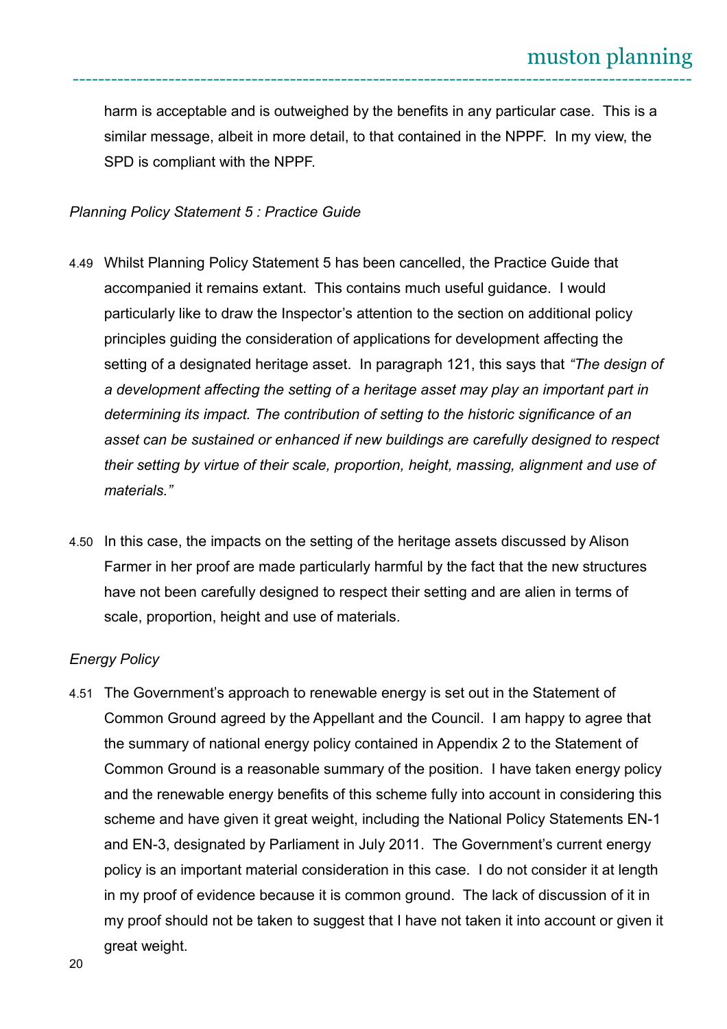harm is acceptable and is outweighed by the benefits in any particular case. This is a similar message, albeit in more detail, to that contained in the NPPF. In my view, the SPD is compliant with the NPPF.

*Planning Policy Statement 5 : Practice Guide*

4.49 Whilst Planning Policy Statement 5 has been cancelled, the Practice Guide that accompanied it remains extant. This contains much useful guidance. I would particularly like to draw the Inspector's attention to the section on additional policy principles guiding the consideration of applications for development affecting the setting of a designated heritage asset. In paragraph 121, this says that *"The design of a development affecting the setting of a heritage asset may play an important part in determining its impact. The contribution of setting to the historic significance of an asset can be sustained or enhanced if new buildings are carefully designed to respect their setting by virtue of their scale, proportion, height, massing, alignment and use of materials."*

4.50 In this case, the impacts on the setting of the heritage assets discussed by Alison Farmer in her proof are made particularly harmful by the fact that the new structures have not been carefully designed to respect their setting and are alien in terms of scale, proportion, height and use of materials.

*Energy Policy*

4.51 The Government's approach to renewable energy is set out in the Statement of Common Ground agreed by the Appellant and the Council. I am happy to agree that the summary of national energy policy contained in Appendix 2 to the Statement of Common Ground is a reasonable summary of the position. I have taken energy policy and the renewable energy benefits of this scheme fully into account in considering this scheme and have given it great weight, including the National Policy Statements EN-1 and EN-3, designated by Parliament in July 2011. The Government's current energy policy is an important material consideration in this case. I do not consider it at length in my proof of evidence because it is common ground. The lack of discussion of it in my proof should not be taken to suggest that I have not taken it into account or given it great weight.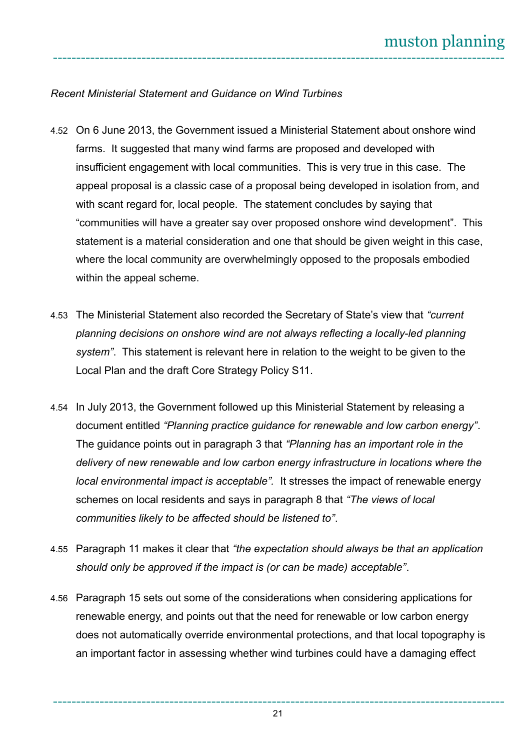*Recent Ministerial Statement and Guidance on Wind Turbines*

4.52 On 6 June 2013, the Government issued a Ministerial Statement about onshore wind farms. It suggested that many wind farms are proposed and developed with insufficient engagement with local communities. This is very true in this case. The appeal proposal is a classic case of a proposal being developed in isolation from, and with scant regard for, local people. The statement concludes by saying that "communities will have a greater say over proposed onshore wind development". This statement is a material consideration and one that should be given weight in this case, where the local community are overwhelmingly opposed to the proposals embodied within the appeal scheme.

4.53 The Ministerial Statement also recorded the Secretary of State's view that *"current planning decisions on onshore wind are not always reflecting a locally-led planning system"*. This statement is relevant here in relation to the weight to be given to the Local Plan and the draft Core Strategy Policy S11.

4.54 In July 2013, the Government followed up this Ministerial Statement by releasing a document entitled *"Planning practice guidance for renewable and low carbon energy"*. The guidance points out in paragraph 3 that *"Planning has an important role in the delivery of new renewable and low carbon energy infrastructure in locations where the local environmental impact is acceptable".* It stresses the impact of renewable energy schemes on local residents and says in paragraph 8 that *"The views of local communities likely to be affected should be listened to"*.

4.55 Paragraph 11 makes it clear that *"the expectation should always be that an application should only be approved if the impact is (or can be made) acceptable"*.

4.56 Paragraph 15 sets out some of the considerations when considering applications for renewable energy, and points out that the need for renewable or low carbon energy does not automatically override environmental protections, and that local topography is an important factor in assessing whether wind turbines could have a damaging effect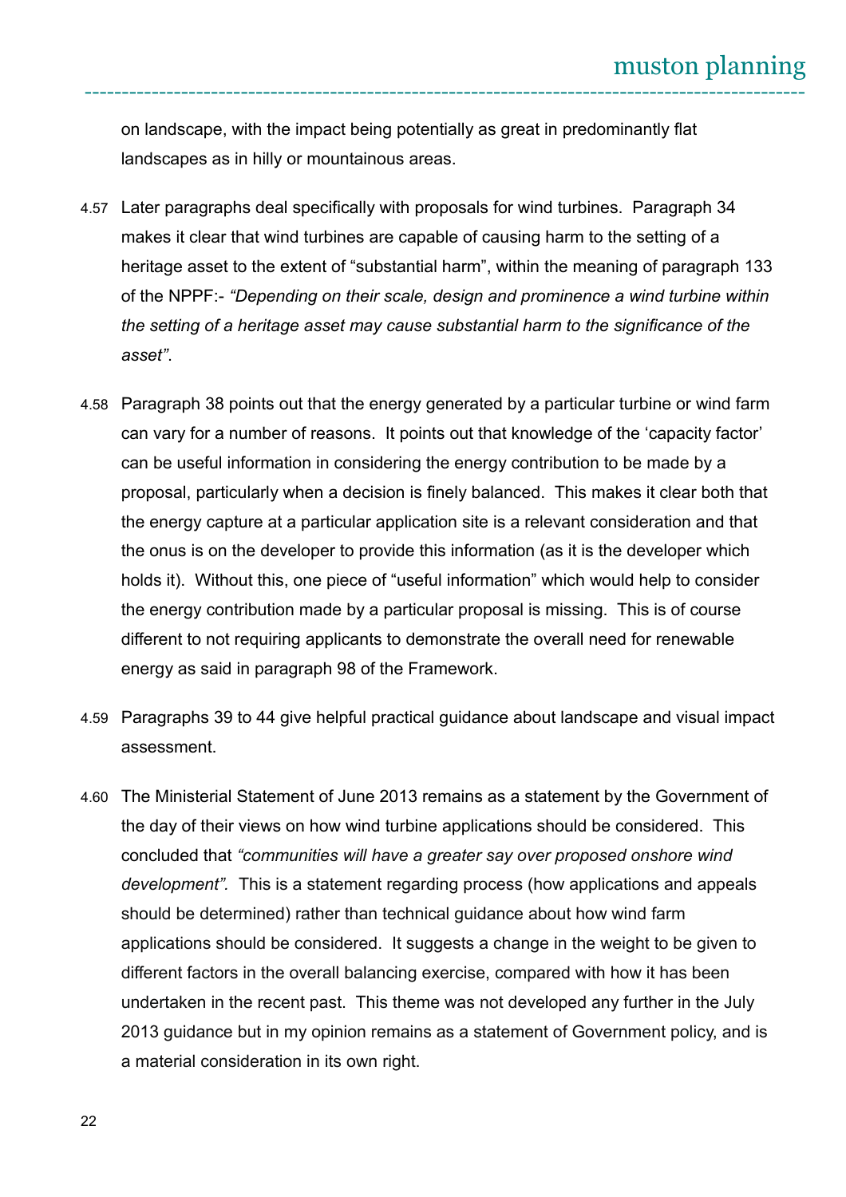on landscape, with the impact being potentially as great in predominantly flat landscapes as in hilly or mountainous areas.

4.57 Later paragraphs deal specifically with proposals for wind turbines. Paragraph 34 makes it clear that wind turbines are capable of causing harm to the setting of a heritage asset to the extent of "substantial harm", within the meaning of paragraph 133 of the NPPF:- *"Depending on their scale, design and prominence a wind turbine within the setting of a heritage asset may cause substantial harm to the significance of the asset"*.

4.58 Paragraph 38 points out that the energy generated by a particular turbine or wind farm can vary for a number of reasons. It points out that knowledge of the 'capacity factor' can be useful information in considering the energy contribution to be made by a proposal, particularly when a decision is finely balanced. This makes it clear both that the energy capture at a particular application site is a relevant consideration and that the onus is on the developer to provide this information (as it is the developer which holds it). Without this, one piece of "useful information" which would help to consider the energy contribution made by a particular proposal is missing. This is of course different to not requiring applicants to demonstrate the overall need for renewable energy as said in paragraph 98 of the Framework.

4.59 Paragraphs 39 to 44 give helpful practical guidance about landscape and visual impact assessment.

4.60 The Ministerial Statement of June 2013 remains as a statement by the Government of the day of their views on how wind turbine applications should be considered. This concluded that *"communities will have a greater say over proposed onshore wind development".* This is a statement regarding process (how applications and appeals should be determined) rather than technical guidance about how wind farm applications should be considered. It suggests a change in the weight to be given to different factors in the overall balancing exercise, compared with how it has been undertaken in the recent past. This theme was not developed any further in the July 2013 guidance but in my opinion remains as a statement of Government policy, and is a material consideration in its own right.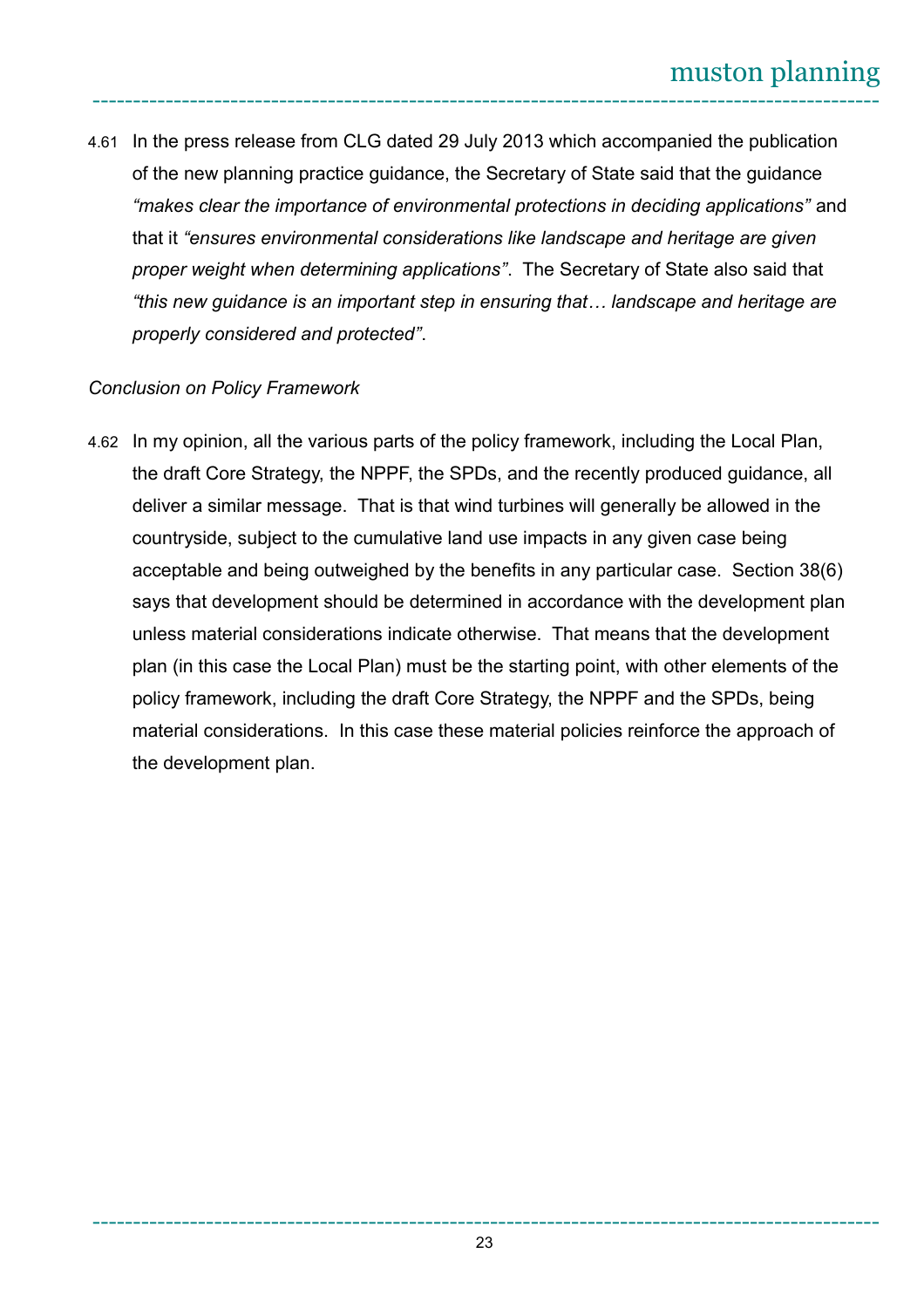4.61 In the press release from CLG dated 29 July 2013 which accompanied the publication of the new planning practice guidance, the Secretary of State said that the guidance *"makes clear the importance of environmental protections in deciding applications"* and that it *"ensures environmental considerations like landscape and heritage are given proper weight when determining applications"*. The Secretary of State also said that *"this new guidance is an important step in ensuring that… landscape and heritage are properly considered and protected"*.

*Conclusion on Policy Framework*

4.62 In my opinion, all the various parts of the policy framework, including the Local Plan, the draft Core Strategy, the NPPF, the SPDs, and the recently produced guidance, all deliver a similar message. That is that wind turbines will generally be allowed in the countryside, subject to the cumulative land use impacts in any given case being acceptable and being outweighed by the benefits in any particular case. Section 38(6) says that development should be determined in accordance with the development plan unless material considerations indicate otherwise. That means that the development plan (in this case the Local Plan) must be the starting point, with other elements of the policy framework, including the draft Core Strategy, the NPPF and the SPDs, being material considerations. In this case these material policies reinforce the approach of the development plan.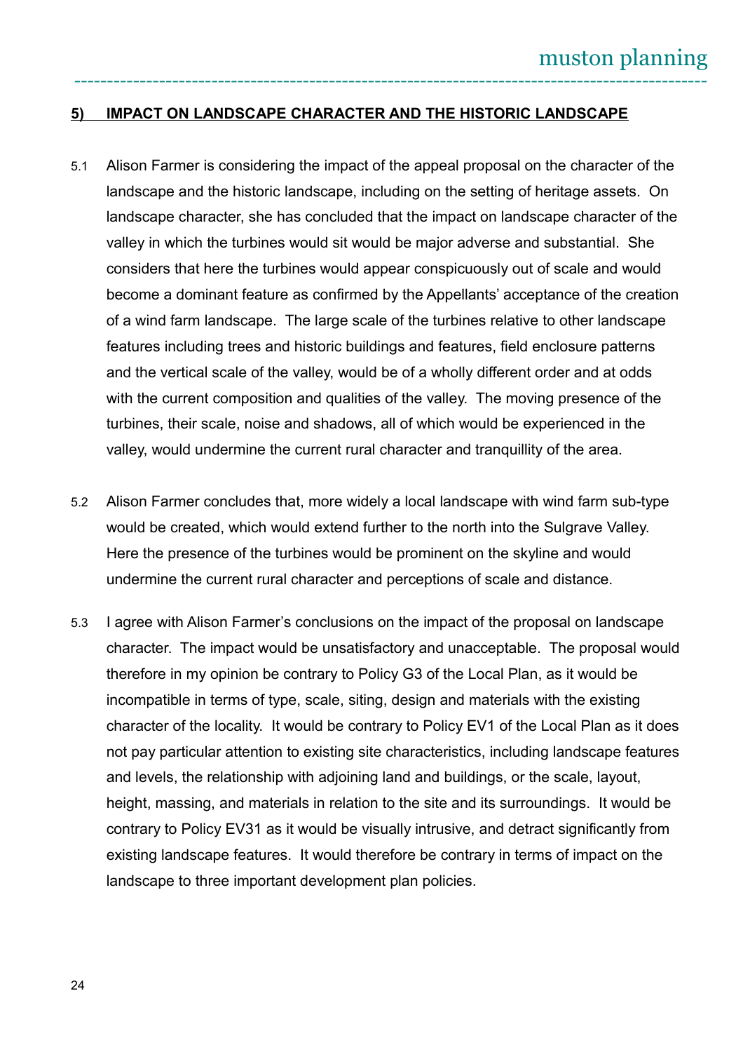## 5) IMPACT ON LANDSCAPE CHARACTER AND THE HISTORIC LANDSCAPE

5.1 Alison Farmer is considering the impact of the appeal proposal on the character of the landscape and the historic landscape, including on the setting of heritage assets. On landscape character, she has concluded that the impact on landscape character of the valley in which the turbines would sit would be major adverse and substantial. She considers that here the turbines would appear conspicuously out of scale and would become a dominant feature as confirmed by the Appellants' acceptance of the creation of a wind farm landscape. The large scale of the turbines relative to other landscape features including trees and historic buildings and features, field enclosure patterns and the vertical scale of the valley, would be of a wholly different order and at odds with the current composition and qualities of the valley. The moving presence of the turbines, their scale, noise and shadows, all of which would be experienced in the valley, would undermine the current rural character and tranquillity of the area.

5.2 Alison Farmer concludes that, more widely a local landscape with wind farm sub-type would be created, which would extend further to the north into the Sulgrave Valley. Here the presence of the turbines would be prominent on the skyline and would undermine the current rural character and perceptions of scale and distance.

5.3 I agree with Alison Farmer's conclusions on the impact of the proposal on landscape character. The impact would be unsatisfactory and unacceptable. The proposal would therefore in my opinion be contrary to Policy G3 of the Local Plan, as it would be incompatible in terms of type, scale, siting, design and materials with the existing character of the locality. It would be contrary to Policy EV1 of the Local Plan as it does not pay particular attention to existing site characteristics, including landscape features and levels, the relationship with adjoining land and buildings, or the scale, layout, height, massing, and materials in relation to the site and its surroundings. It would be contrary to Policy EV31 as it would be visually intrusive, and detract significantly from existing landscape features. It would therefore be contrary in terms of impact on the landscape to three important development plan policies.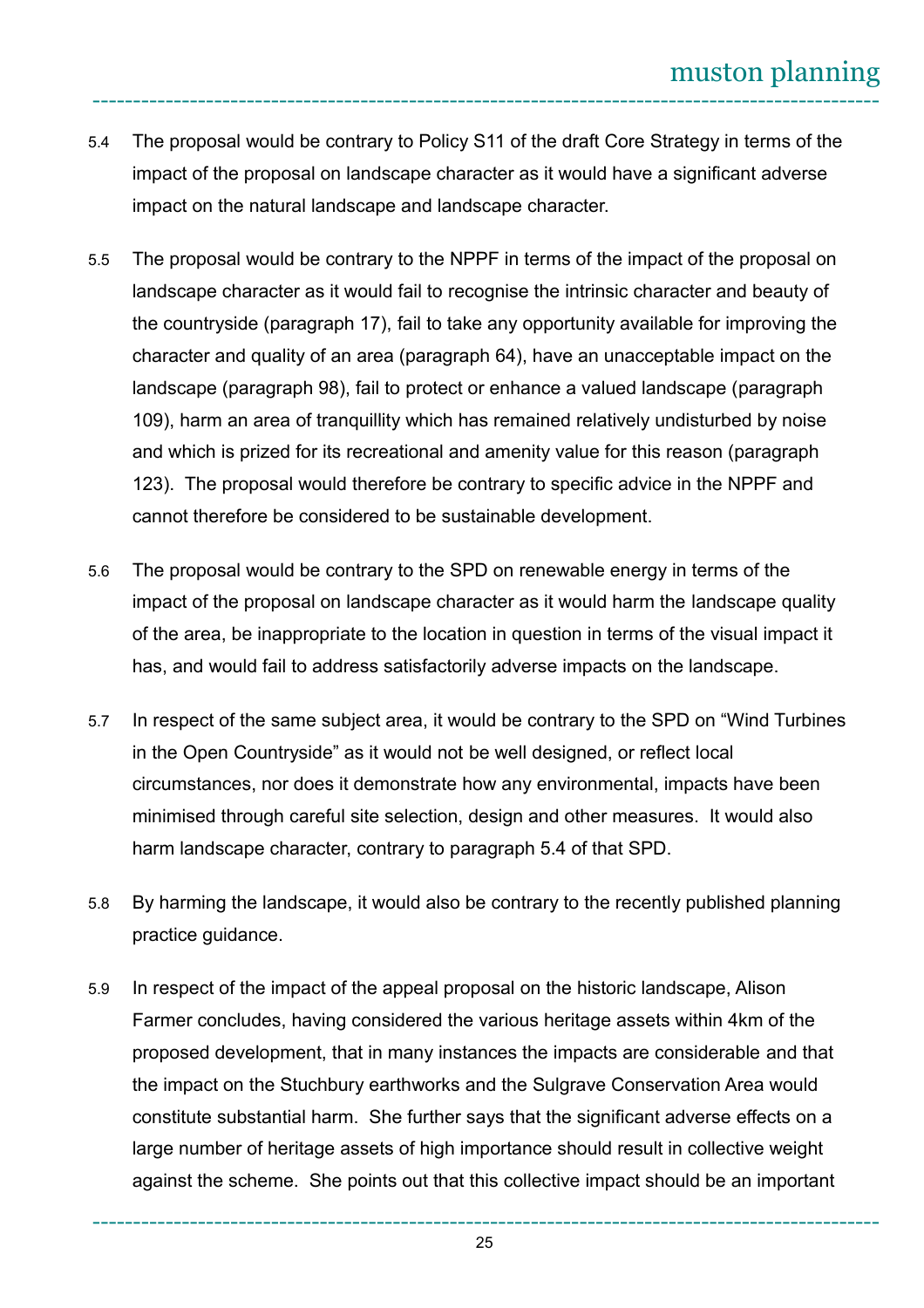5.4 The proposal would be contrary to Policy S11 of the draft Core Strategy in terms of the impact of the proposal on landscape character as it would have a significant adverse impact on the natural landscape and landscape character.

5.5 The proposal would be contrary to the NPPF in terms of the impact of the proposal on landscape character as it would fail to recognise the intrinsic character and beauty of the countryside (paragraph 17), fail to take any opportunity available for improving the character and quality of an area (paragraph 64), have an unacceptable impact on the landscape (paragraph 98), fail to protect or enhance a valued landscape (paragraph 109), harm an area of tranquillity which has remained relatively undisturbed by noise and which is prized for its recreational and amenity value for this reason (paragraph 123). The proposal would therefore be contrary to specific advice in the NPPF and cannot therefore be considered to be sustainable development.

5.6 The proposal would be contrary to the SPD on renewable energy in terms of the impact of the proposal on landscape character as it would harm the landscape quality of the area, be inappropriate to the location in question in terms of the visual impact it has, and would fail to address satisfactorily adverse impacts on the landscape.

5.7 In respect of the same subject area, it would be contrary to the SPD on "Wind Turbines in the Open Countryside" as it would not be well designed, or reflect local circumstances, nor does it demonstrate how any environmental, impacts have been minimised through careful site selection, design and other measures. It would also harm landscape character, contrary to paragraph 5.4 of that SPD.

5.8 By harming the landscape, it would also be contrary to the recently published planning practice guidance.

5.9 In respect of the impact of the appeal proposal on the historic landscape, Alison Farmer concludes, having considered the various heritage assets within 4km of the proposed development, that in many instances the impacts are considerable and that the impact on the Stuchbury earthworks and the Sulgrave Conservation Area would constitute substantial harm. She further says that the significant adverse effects on a large number of heritage assets of high importance should result in collective weight against the scheme. She points out that this collective impact should be an important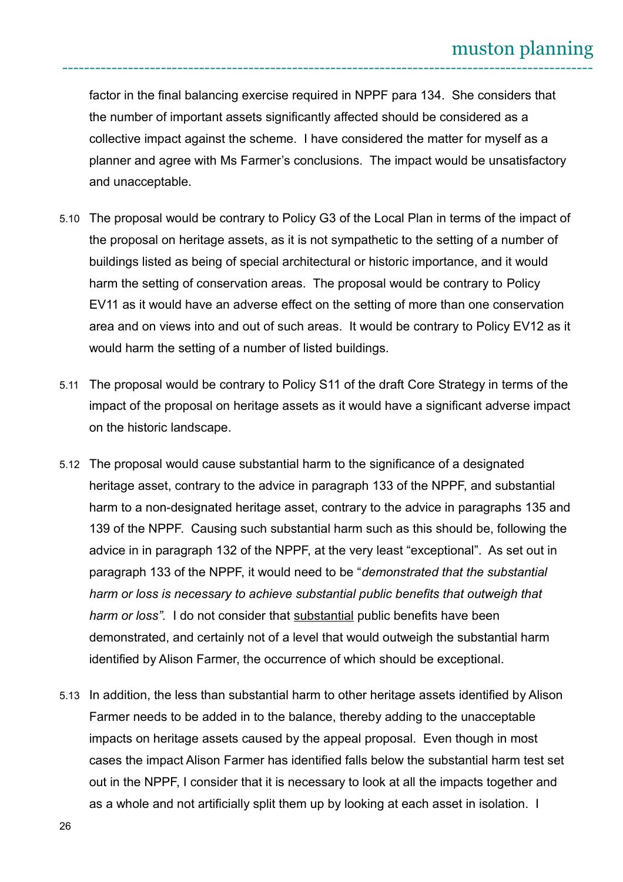factor in the final balancing exercise required in NPPF para 134. She considers that the number of important assets significantly affected should be considered as a collective impact against the scheme. I have considered the matter for myself as a planner and agree with Ms Farmer's conclusions. The impact would be unsatisfactory and unacceptable.

5.10 The proposal would be contrary to Policy G3 of the Local Plan in terms of the impact of the proposal on heritage assets, as it is not sympathetic to the setting of a number of buildings listed as being of special architectural or historic importance, and it would harm the setting of conservation areas. The proposal would be contrary to Policy EV11 as it would have an adverse effect on the setting of more than one conservation area and on views into and out of such areas. It would be contrary to Policy EV12 as it would harm the setting of a number of listed buildings.

5.11 The proposal would be contrary to Policy S11 of the draft Core Strategy in terms of the impact of the proposal on heritage assets as it would have a significant adverse impact on the historic landscape.

5.12 The proposal would cause substantial harm to the significance of a designated heritage asset, contrary to the advice in paragraph 133 of the NPPF, and substantial harm to a non-designated heritage asset, contrary to the advice in paragraphs 135 and 139 of the NPPF. Causing such substantial harm such as this should be, following the advice in in paragraph 132 of the NPPF, at the very least "exceptional". As set out in paragraph 133 of the NPPF, it would need to be "*demonstrated that the substantial harm or loss is necessary to achieve substantial public benefits that outweigh that harm or loss"*. I do not consider that <u>substantial</u> public benefits have been demonstrated, and certainly not of a level that would outweigh the substantial harm identified by Alison Farmer, the occurrence of which should be exceptional.

5.13 In addition, the less than substantial harm to other heritage assets identified by Alison Farmer needs to be added in to the balance, thereby adding to the unacceptable impacts on heritage assets caused by the appeal proposal. Even though in most cases the impact Alison Farmer has identified falls below the substantial harm test set out in the NPPF, I consider that it is necessary to look at all the impacts together and as a whole and not artificially split them up by looking at each asset in isolation. I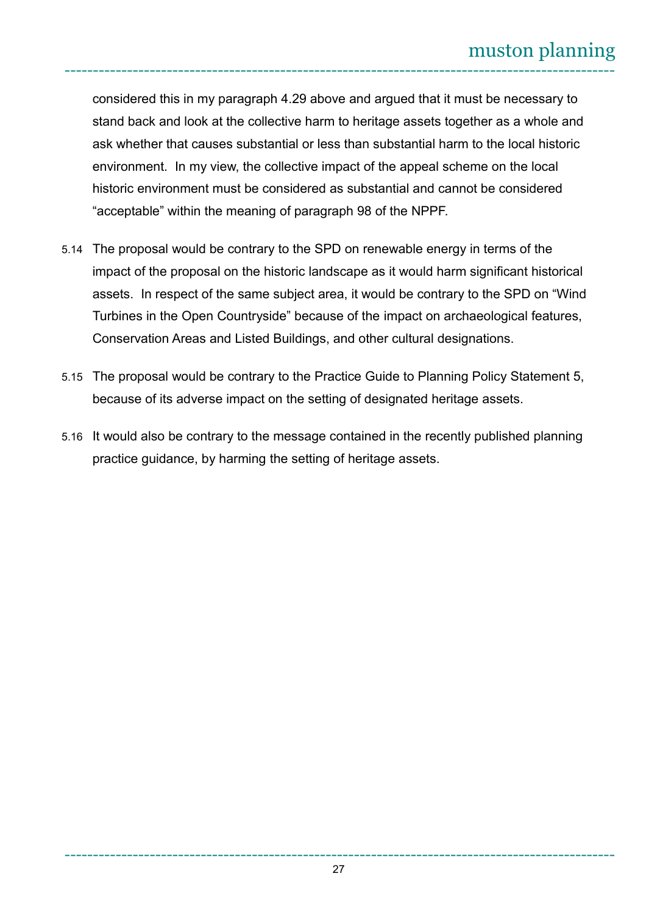considered this in my paragraph 4.29 above and argued that it must be necessary to stand back and look at the collective harm to heritage assets together as a whole and ask whether that causes substantial or less than substantial harm to the local historic environment. In my view, the collective impact of the appeal scheme on the local historic environment must be considered as substantial and cannot be considered "acceptable" within the meaning of paragraph 98 of the NPPF.

5.14 The proposal would be contrary to the SPD on renewable energy in terms of the impact of the proposal on the historic landscape as it would harm significant historical assets. In respect of the same subject area, it would be contrary to the SPD on "Wind Turbines in the Open Countryside" because of the impact on archaeological features, Conservation Areas and Listed Buildings, and other cultural designations.

5.15 The proposal would be contrary to the Practice Guide to Planning Policy Statement 5, because of its adverse impact on the setting of designated heritage assets.

5.16 It would also be contrary to the message contained in the recently published planning practice guidance, by harming the setting of heritage assets.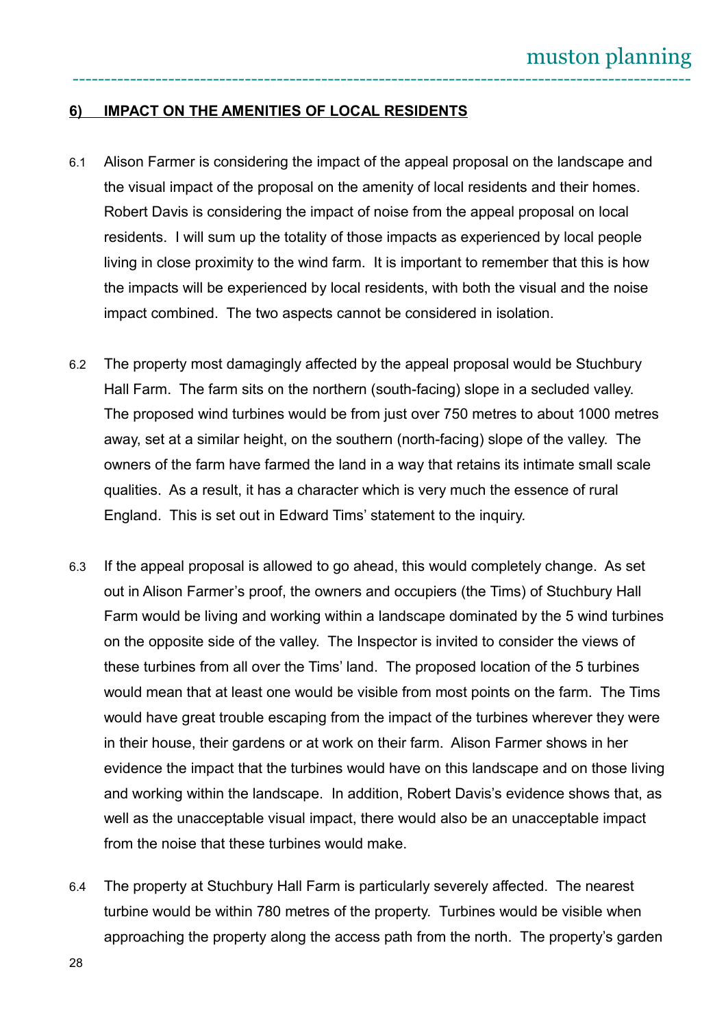## 6) IMPACT ON THE AMENITIES OF LOCAL RESIDENTS

6.1 Alison Farmer is considering the impact of the appeal proposal on the landscape and the visual impact of the proposal on the amenity of local residents and their homes. Robert Davis is considering the impact of noise from the appeal proposal on local residents. I will sum up the totality of those impacts as experienced by local people living in close proximity to the wind farm. It is important to remember that this is how the impacts will be experienced by local residents, with both the visual and the noise impact combined. The two aspects cannot be considered in isolation.

6.2 The property most damagingly affected by the appeal proposal would be Stuchbury Hall Farm. The farm sits on the northern (south-facing) slope in a secluded valley. The proposed wind turbines would be from just over 750 metres to about 1000 metres away, set at a similar height, on the southern (north-facing) slope of the valley. The owners of the farm have farmed the land in a way that retains its intimate small scale qualities. As a result, it has a character which is very much the essence of rural England. This is set out in Edward Tims' statement to the inquiry.

6.3 If the appeal proposal is allowed to go ahead, this would completely change. As set out in Alison Farmer's proof, the owners and occupiers (the Tims) of Stuchbury Hall Farm would be living and working within a landscape dominated by the 5 wind turbines on the opposite side of the valley. The Inspector is invited to consider the views of these turbines from all over the Tims' land. The proposed location of the 5 turbines would mean that at least one would be visible from most points on the farm. The Tims would have great trouble escaping from the impact of the turbines wherever they were in their house, their gardens or at work on their farm. Alison Farmer shows in her evidence the impact that the turbines would have on this landscape and on those living and working within the landscape. In addition, Robert Davis's evidence shows that, as well as the unacceptable visual impact, there would also be an unacceptable impact from the noise that these turbines would make.

6.4 The property at Stuchbury Hall Farm is particularly severely affected. The nearest turbine would be within 780 metres of the property. Turbines would be visible when approaching the property along the access path from the north. The property's garden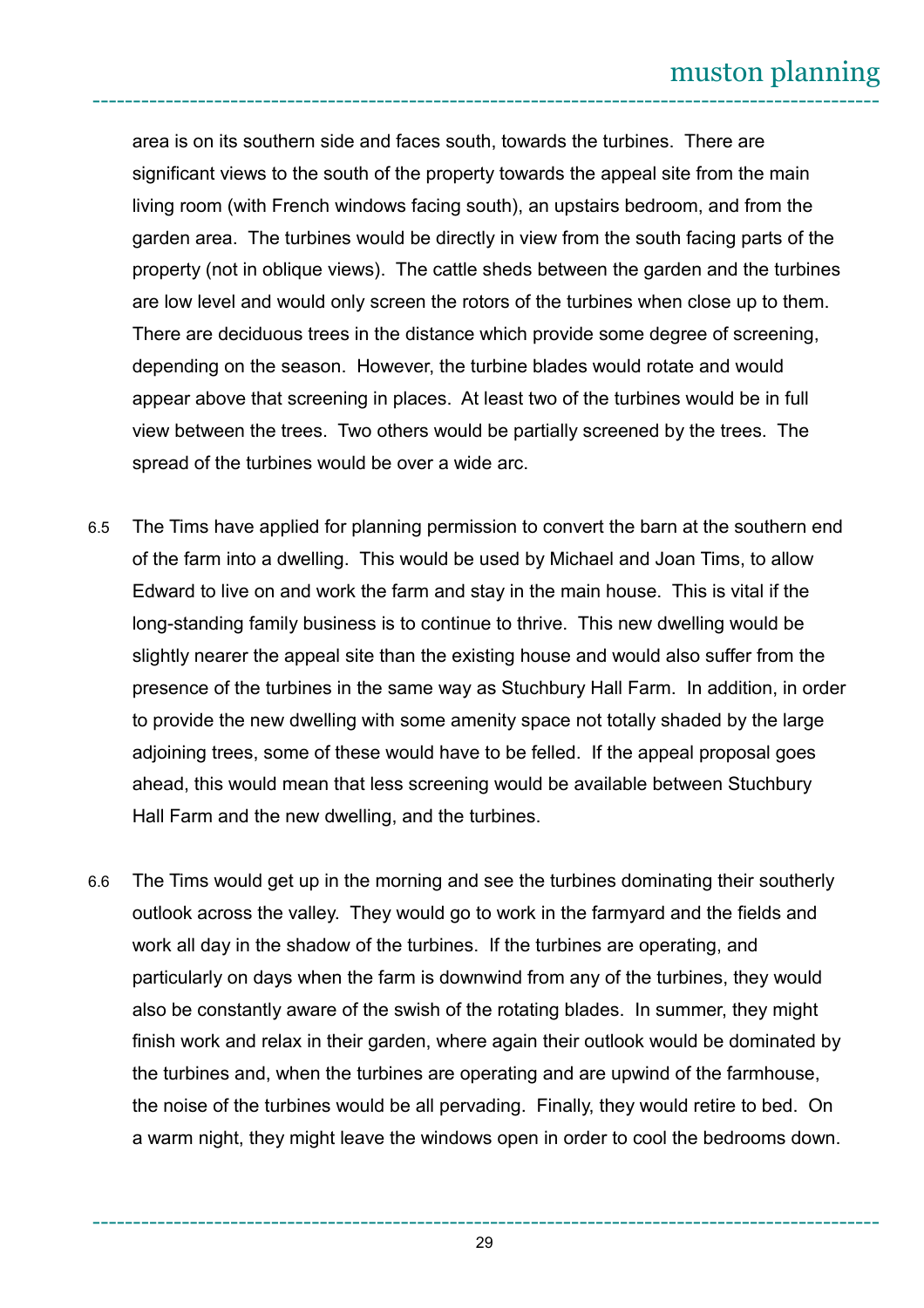area is on its southern side and faces south, towards the turbines. There are significant views to the south of the property towards the appeal site from the main living room (with French windows facing south), an upstairs bedroom, and from the garden area. The turbines would be directly in view from the south facing parts of the property (not in oblique views). The cattle sheds between the garden and the turbines are low level and would only screen the rotors of the turbines when close up to them. There are deciduous trees in the distance which provide some degree of screening, depending on the season. However, the turbine blades would rotate and would appear above that screening in places. At least two of the turbines would be in full view between the trees. Two others would be partially screened by the trees. The spread of the turbines would be over a wide arc.

6.5 The Tims have applied for planning permission to convert the barn at the southern end of the farm into a dwelling. This would be used by Michael and Joan Tims, to allow Edward to live on and work the farm and stay in the main house. This is vital if the long-standing family business is to continue to thrive. This new dwelling would be slightly nearer the appeal site than the existing house and would also suffer from the presence of the turbines in the same way as Stuchbury Hall Farm. In addition, in order to provide the new dwelling with some amenity space not totally shaded by the large adjoining trees, some of these would have to be felled. If the appeal proposal goes ahead, this would mean that less screening would be available between Stuchbury Hall Farm and the new dwelling, and the turbines.

6.6 The Tims would get up in the morning and see the turbines dominating their southerly outlook across the valley. They would go to work in the farmyard and the fields and work all day in the shadow of the turbines. If the turbines are operating, and particularly on days when the farm is downwind from any of the turbines, they would also be constantly aware of the swish of the rotating blades. In summer, they might finish work and relax in their garden, where again their outlook would be dominated by the turbines and, when the turbines are operating and are upwind of the farmhouse, the noise of the turbines would be all pervading. Finally, they would retire to bed. On a warm night, they might leave the windows open in order to cool the bedrooms down.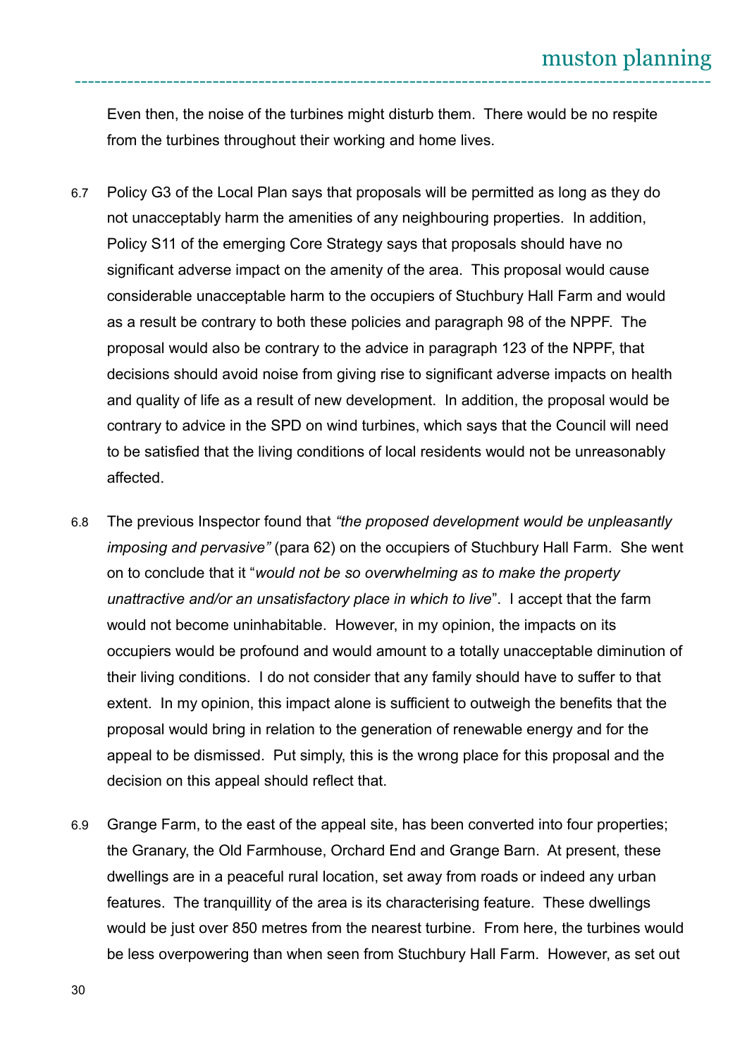Even then, the noise of the turbines might disturb them. There would be no respite from the turbines throughout their working and home lives.

6.7 Policy G3 of the Local Plan says that proposals will be permitted as long as they do not unacceptably harm the amenities of any neighbouring properties. In addition, Policy S11 of the emerging Core Strategy says that proposals should have no significant adverse impact on the amenity of the area. This proposal would cause considerable unacceptable harm to the occupiers of Stuchbury Hall Farm and would as a result be contrary to both these policies and paragraph 98 of the NPPF. The proposal would also be contrary to the advice in paragraph 123 of the NPPF, that decisions should avoid noise from giving rise to significant adverse impacts on health and quality of life as a result of new development. In addition, the proposal would be contrary to advice in the SPD on wind turbines, which says that the Council will need to be satisfied that the living conditions of local residents would not be unreasonably affected.

6.8 The previous Inspector found that *"the proposed development would be unpleasantly imposing and pervasive"* (para 62) on the occupiers of Stuchbury Hall Farm. She went on to conclude that it "*would not be so overwhelming as to make the property unattractive and/or an unsatisfactory place in which to live*". I accept that the farm would not become uninhabitable. However, in my opinion, the impacts on its occupiers would be profound and would amount to a totally unacceptable diminution of their living conditions. I do not consider that any family should have to suffer to that extent. In my opinion, this impact alone is sufficient to outweigh the benefits that the proposal would bring in relation to the generation of renewable energy and for the appeal to be dismissed. Put simply, this is the wrong place for this proposal and the decision on this appeal should reflect that.

6.9 Grange Farm, to the east of the appeal site, has been converted into four properties; the Granary, the Old Farmhouse, Orchard End and Grange Barn. At present, these dwellings are in a peaceful rural location, set away from roads or indeed any urban features. The tranquillity of the area is its characterising feature. These dwellings would be just over 850 metres from the nearest turbine. From here, the turbines would be less overpowering than when seen from Stuchbury Hall Farm. However, as set out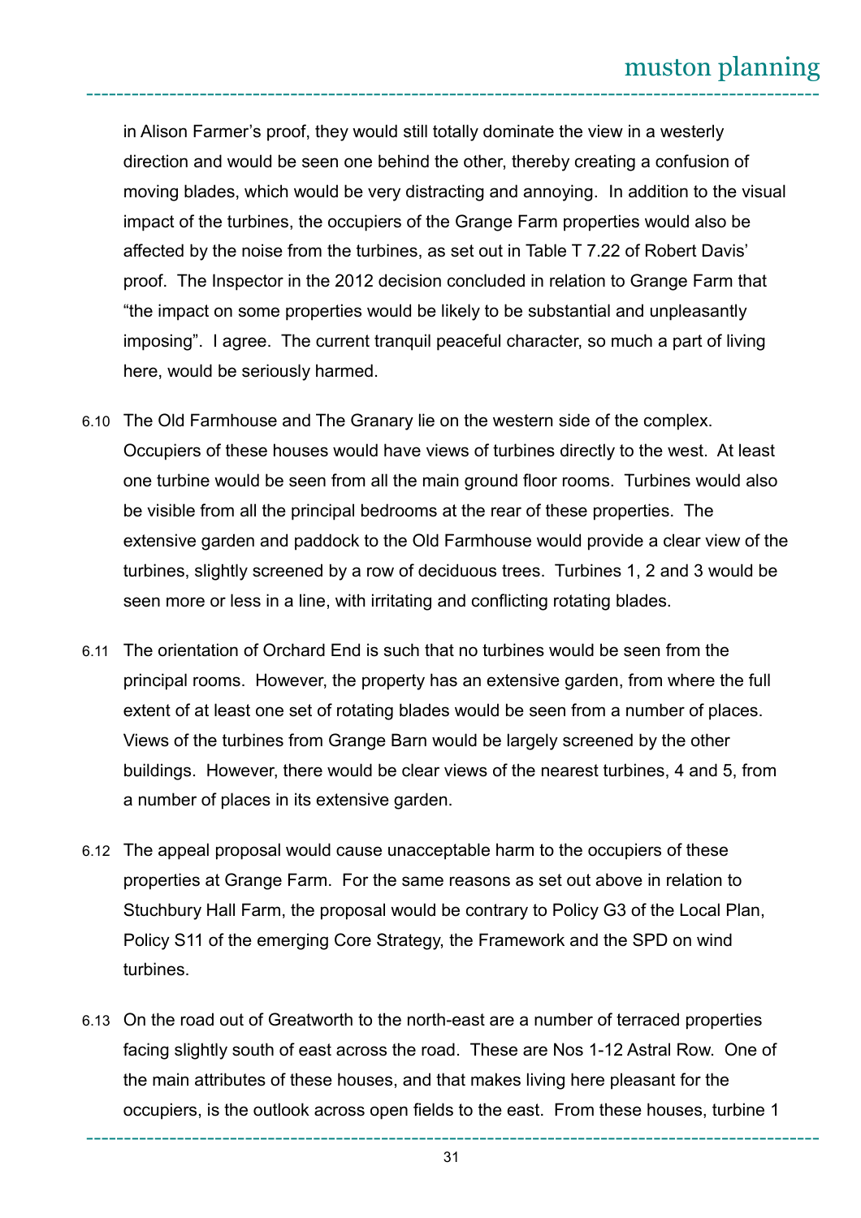in Alison Farmer's proof, they would still totally dominate the view in a westerly direction and would be seen one behind the other, thereby creating a confusion of moving blades, which would be very distracting and annoying. In addition to the visual impact of the turbines, the occupiers of the Grange Farm properties would also be affected by the noise from the turbines, as set out in Table T 7.22 of Robert Davis' proof. The Inspector in the 2012 decision concluded in relation to Grange Farm that "the impact on some properties would be likely to be substantial and unpleasantly imposing". I agree. The current tranquil peaceful character, so much a part of living here, would be seriously harmed.

6.10 The Old Farmhouse and The Granary lie on the western side of the complex. Occupiers of these houses would have views of turbines directly to the west. At least one turbine would be seen from all the main ground floor rooms. Turbines would also be visible from all the principal bedrooms at the rear of these properties. The extensive garden and paddock to the Old Farmhouse would provide a clear view of the turbines, slightly screened by a row of deciduous trees. Turbines 1, 2 and 3 would be seen more or less in a line, with irritating and conflicting rotating blades.

6.11 The orientation of Orchard End is such that no turbines would be seen from the principal rooms. However, the property has an extensive garden, from where the full extent of at least one set of rotating blades would be seen from a number of places. Views of the turbines from Grange Barn would be largely screened by the other buildings. However, there would be clear views of the nearest turbines, 4 and 5, from a number of places in its extensive garden.

6.12 The appeal proposal would cause unacceptable harm to the occupiers of these properties at Grange Farm. For the same reasons as set out above in relation to Stuchbury Hall Farm, the proposal would be contrary to Policy G3 of the Local Plan, Policy S11 of the emerging Core Strategy, the Framework and the SPD on wind turbines.

6.13 On the road out of Greatworth to the north-east are a number of terraced properties facing slightly south of east across the road. These are Nos 1-12 Astral Row. One of the main attributes of these houses, and that makes living here pleasant for the occupiers, is the outlook across open fields to the east. From these houses, turbine 1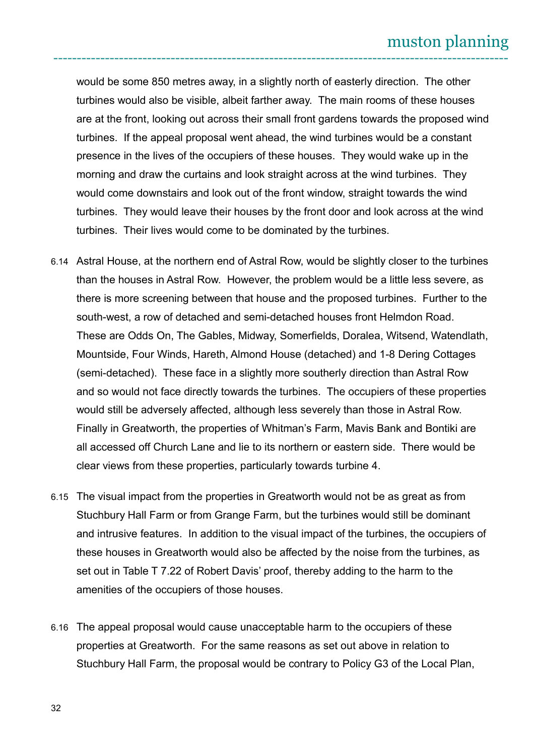would be some 850 metres away, in a slightly north of easterly direction. The other turbines would also be visible, albeit farther away. The main rooms of these houses are at the front, looking out across their small front gardens towards the proposed wind turbines. If the appeal proposal went ahead, the wind turbines would be a constant presence in the lives of the occupiers of these houses. They would wake up in the morning and draw the curtains and look straight across at the wind turbines. They would come downstairs and look out of the front window, straight towards the wind turbines. They would leave their houses by the front door and look across at the wind turbines. Their lives would come to be dominated by the turbines.

6.14 Astral House, at the northern end of Astral Row, would be slightly closer to the turbines than the houses in Astral Row. However, the problem would be a little less severe, as there is more screening between that house and the proposed turbines. Further to the south-west, a row of detached and semi-detached houses front Helmdon Road. These are Odds On, The Gables, Midway, Somerfields, Doralea, Witsend, Watendlath, Mountside, Four Winds, Hareth, Almond House (detached) and 1-8 Dering Cottages (semi-detached). These face in a slightly more southerly direction than Astral Row and so would not face directly towards the turbines. The occupiers of these properties would still be adversely affected, although less severely than those in Astral Row. Finally in Greatworth, the properties of Whitman's Farm, Mavis Bank and Bontiki are all accessed off Church Lane and lie to its northern or eastern side. There would be clear views from these properties, particularly towards turbine 4.

6.15 The visual impact from the properties in Greatworth would not be as great as from Stuchbury Hall Farm or from Grange Farm, but the turbines would still be dominant and intrusive features. In addition to the visual impact of the turbines, the occupiers of these houses in Greatworth would also be affected by the noise from the turbines, as set out in Table T 7.22 of Robert Davis' proof, thereby adding to the harm to the amenities of the occupiers of those houses.

6.16 The appeal proposal would cause unacceptable harm to the occupiers of these properties at Greatworth. For the same reasons as set out above in relation to Stuchbury Hall Farm, the proposal would be contrary to Policy G3 of the Local Plan,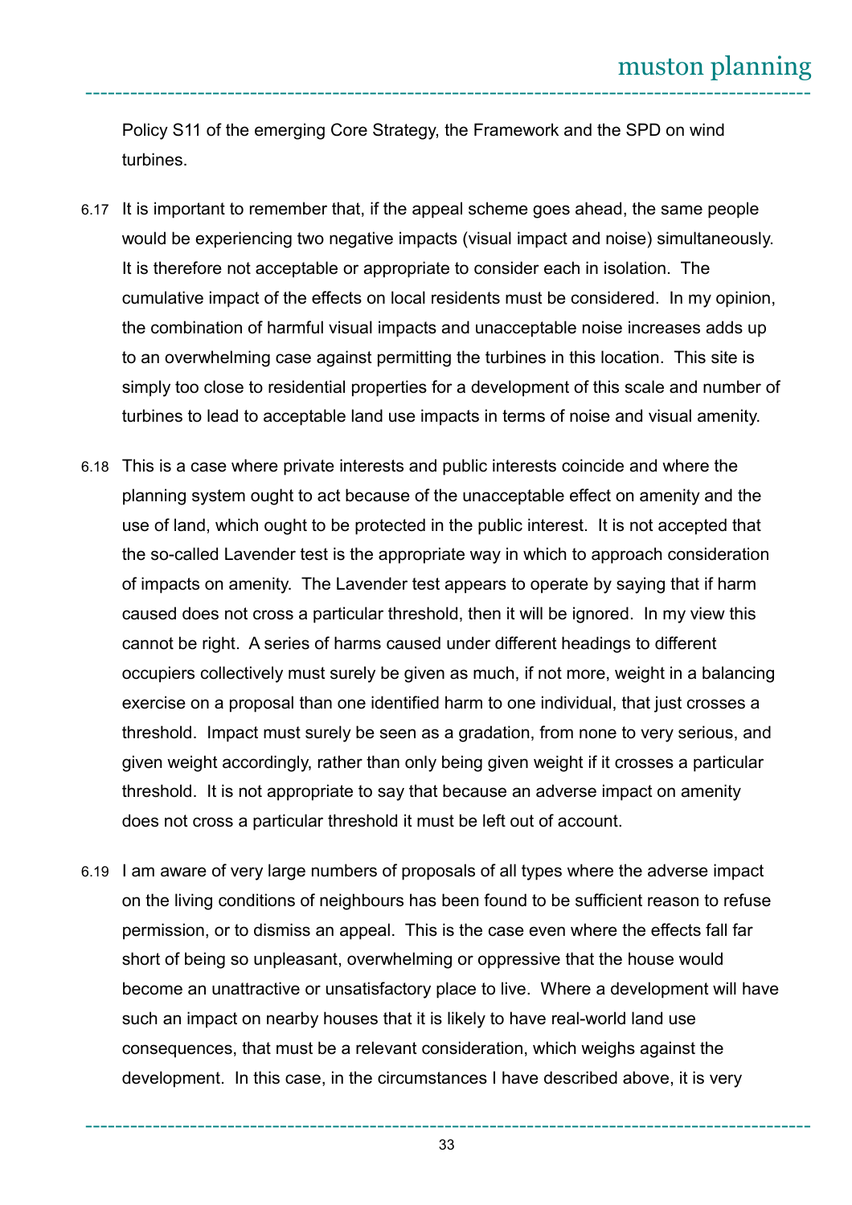Policy S11 of the emerging Core Strategy, the Framework and the SPD on wind turbines.

6.17 It is important to remember that, if the appeal scheme goes ahead, the same people would be experiencing two negative impacts (visual impact and noise) simultaneously. It is therefore not acceptable or appropriate to consider each in isolation. The cumulative impact of the effects on local residents must be considered. In my opinion, the combination of harmful visual impacts and unacceptable noise increases adds up to an overwhelming case against permitting the turbines in this location. This site is simply too close to residential properties for a development of this scale and number of turbines to lead to acceptable land use impacts in terms of noise and visual amenity.

6.18 This is a case where private interests and public interests coincide and where the planning system ought to act because of the unacceptable effect on amenity and the use of land, which ought to be protected in the public interest. It is not accepted that the so-called Lavender test is the appropriate way in which to approach consideration of impacts on amenity. The Lavender test appears to operate by saying that if harm caused does not cross a particular threshold, then it will be ignored. In my view this cannot be right. A series of harms caused under different headings to different occupiers collectively must surely be given as much, if not more, weight in a balancing exercise on a proposal than one identified harm to one individual, that just crosses a threshold. Impact must surely be seen as a gradation, from none to very serious, and given weight accordingly, rather than only being given weight if it crosses a particular threshold. It is not appropriate to say that because an adverse impact on amenity does not cross a particular threshold it must be left out of account.

6.19 I am aware of very large numbers of proposals of all types where the adverse impact on the living conditions of neighbours has been found to be sufficient reason to refuse permission, or to dismiss an appeal. This is the case even where the effects fall far short of being so unpleasant, overwhelming or oppressive that the house would become an unattractive or unsatisfactory place to live. Where a development will have such an impact on nearby houses that it is likely to have real-world land use consequences, that must be a relevant consideration, which weighs against the development. In this case, in the circumstances I have described above, it is very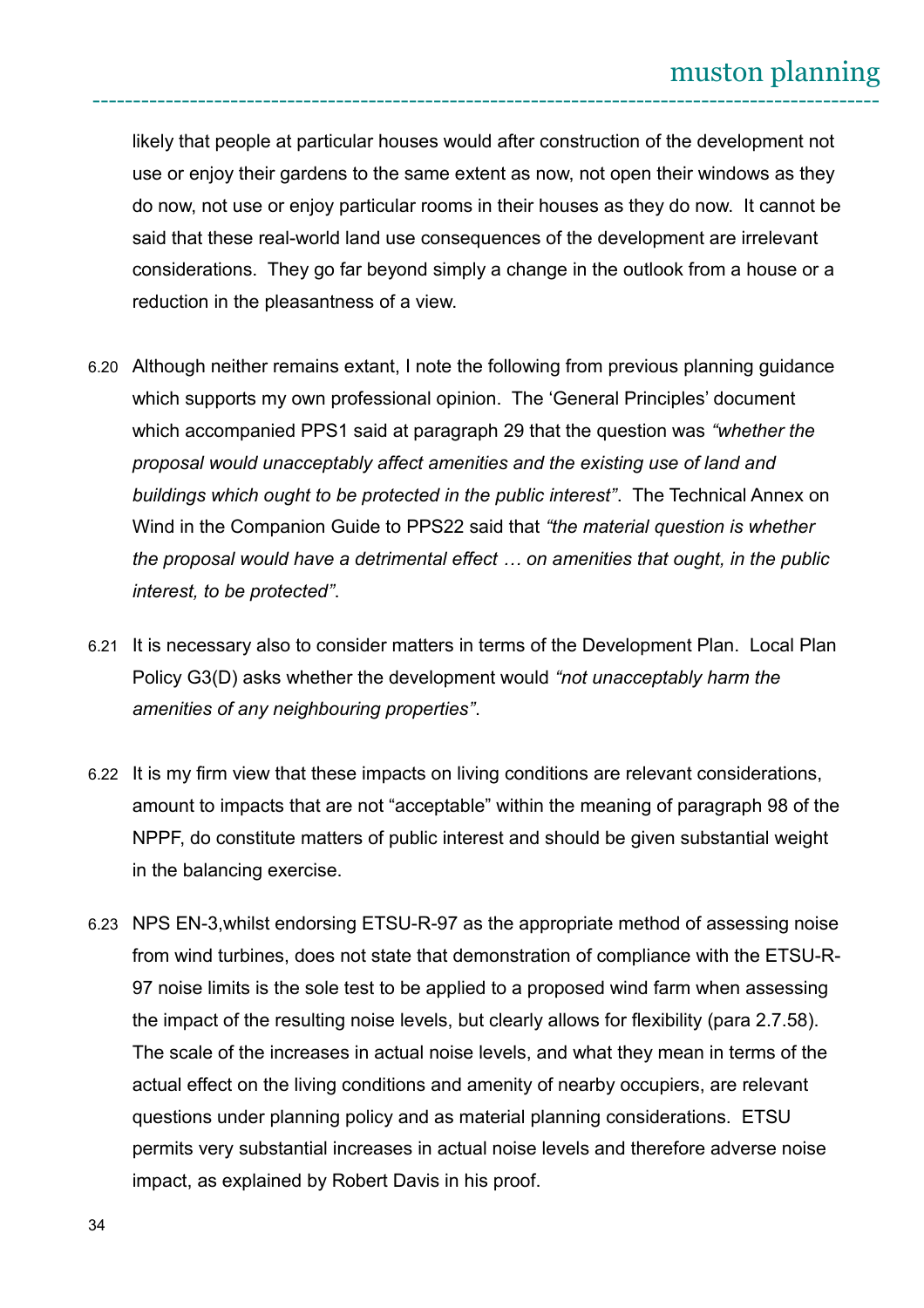likely that people at particular houses would after construction of the development not use or enjoy their gardens to the same extent as now, not open their windows as they do now, not use or enjoy particular rooms in their houses as they do now. It cannot be said that these real-world land use consequences of the development are irrelevant considerations. They go far beyond simply a change in the outlook from a house or a reduction in the pleasantness of a view.

6.20 Although neither remains extant, I note the following from previous planning guidance which supports my own professional opinion. The 'General Principles' document which accompanied PPS1 said at paragraph 29 that the question was *"whether the proposal would unacceptably affect amenities and the existing use of land and buildings which ought to be protected in the public interest"*. The Technical Annex on Wind in the Companion Guide to PPS22 said that *"the material question is whether the proposal would have a detrimental effect … on amenities that ought, in the public interest, to be protected"*.

6.21 It is necessary also to consider matters in terms of the Development Plan. Local Plan Policy G3(D) asks whether the development would *"not unacceptably harm the amenities of any neighbouring properties"*.

6.22 It is my firm view that these impacts on living conditions are relevant considerations, amount to impacts that are not "acceptable" within the meaning of paragraph 98 of the NPPF, do constitute matters of public interest and should be given substantial weight in the balancing exercise.

6.23 NPS EN-3,whilst endorsing ETSU-R-97 as the appropriate method of assessing noise from wind turbines, does not state that demonstration of compliance with the ETSU-R-97 noise limits is the sole test to be applied to a proposed wind farm when assessing the impact of the resulting noise levels, but clearly allows for flexibility (para 2.7.58). The scale of the increases in actual noise levels, and what they mean in terms of the actual effect on the living conditions and amenity of nearby occupiers, are relevant questions under planning policy and as material planning considerations. ETSU permits very substantial increases in actual noise levels and therefore adverse noise impact, as explained by Robert Davis in his proof.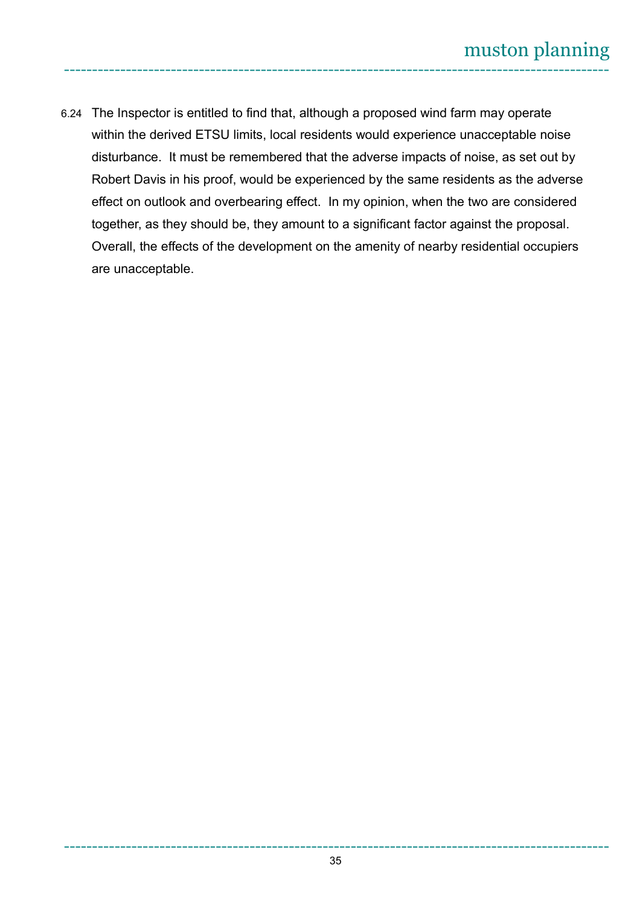6.24 The Inspector is entitled to find that, although a proposed wind farm may operate within the derived ETSU limits, local residents would experience unacceptable noise disturbance. It must be remembered that the adverse impacts of noise, as set out by Robert Davis in his proof, would be experienced by the same residents as the adverse effect on outlook and overbearing effect. In my opinion, when the two are considered together, as they should be, they amount to a significant factor against the proposal. Overall, the effects of the development on the amenity of nearby residential occupiers are unacceptable.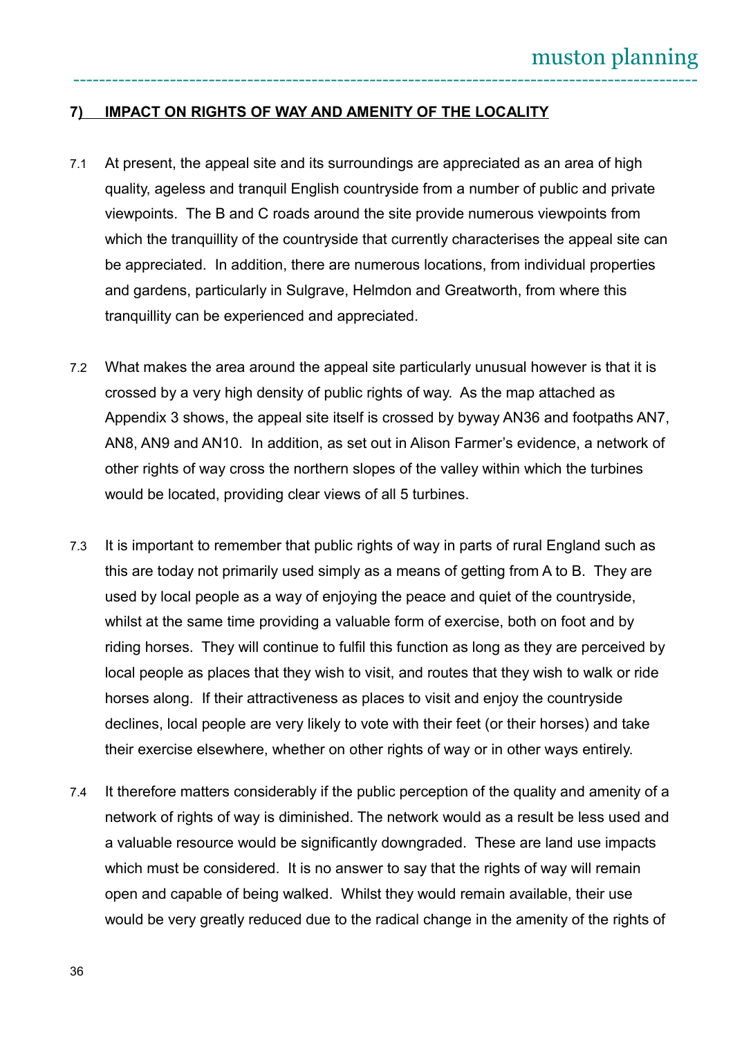## 7) IMPACT ON RIGHTS OF WAY AND AMENITY OF THE LOCALITY

7.1 At present, the appeal site and its surroundings are appreciated as an area of high quality, ageless and tranquil English countryside from a number of public and private viewpoints. The B and C roads around the site provide numerous viewpoints from which the tranquillity of the countryside that currently characterises the appeal site can be appreciated. In addition, there are numerous locations, from individual properties and gardens, particularly in Sulgrave, Helmdon and Greatworth, from where this tranquillity can be experienced and appreciated.

7.2 What makes the area around the appeal site particularly unusual however is that it is crossed by a very high density of public rights of way. As the map attached as Appendix 3 shows, the appeal site itself is crossed by byway AN36 and footpaths AN7, AN8, AN9 and AN10. In addition, as set out in Alison Farmer's evidence, a network of other rights of way cross the northern slopes of the valley within which the turbines would be located, providing clear views of all 5 turbines.

7.3 It is important to remember that public rights of way in parts of rural England such as this are today not primarily used simply as a means of getting from A to B. They are used by local people as a way of enjoying the peace and quiet of the countryside, whilst at the same time providing a valuable form of exercise, both on foot and by riding horses. They will continue to fulfil this function as long as they are perceived by local people as places that they wish to visit, and routes that they wish to walk or ride horses along. If their attractiveness as places to visit and enjoy the countryside declines, local people are very likely to vote with their feet (or their horses) and take their exercise elsewhere, whether on other rights of way or in other ways entirely.

7.4 It therefore matters considerably if the public perception of the quality and amenity of a network of rights of way is diminished. The network would as a result be less used and a valuable resource would be significantly downgraded. These are land use impacts which must be considered. It is no answer to say that the rights of way will remain open and capable of being walked. Whilst they would remain available, their use would be very greatly reduced due to the radical change in the amenity of the rights of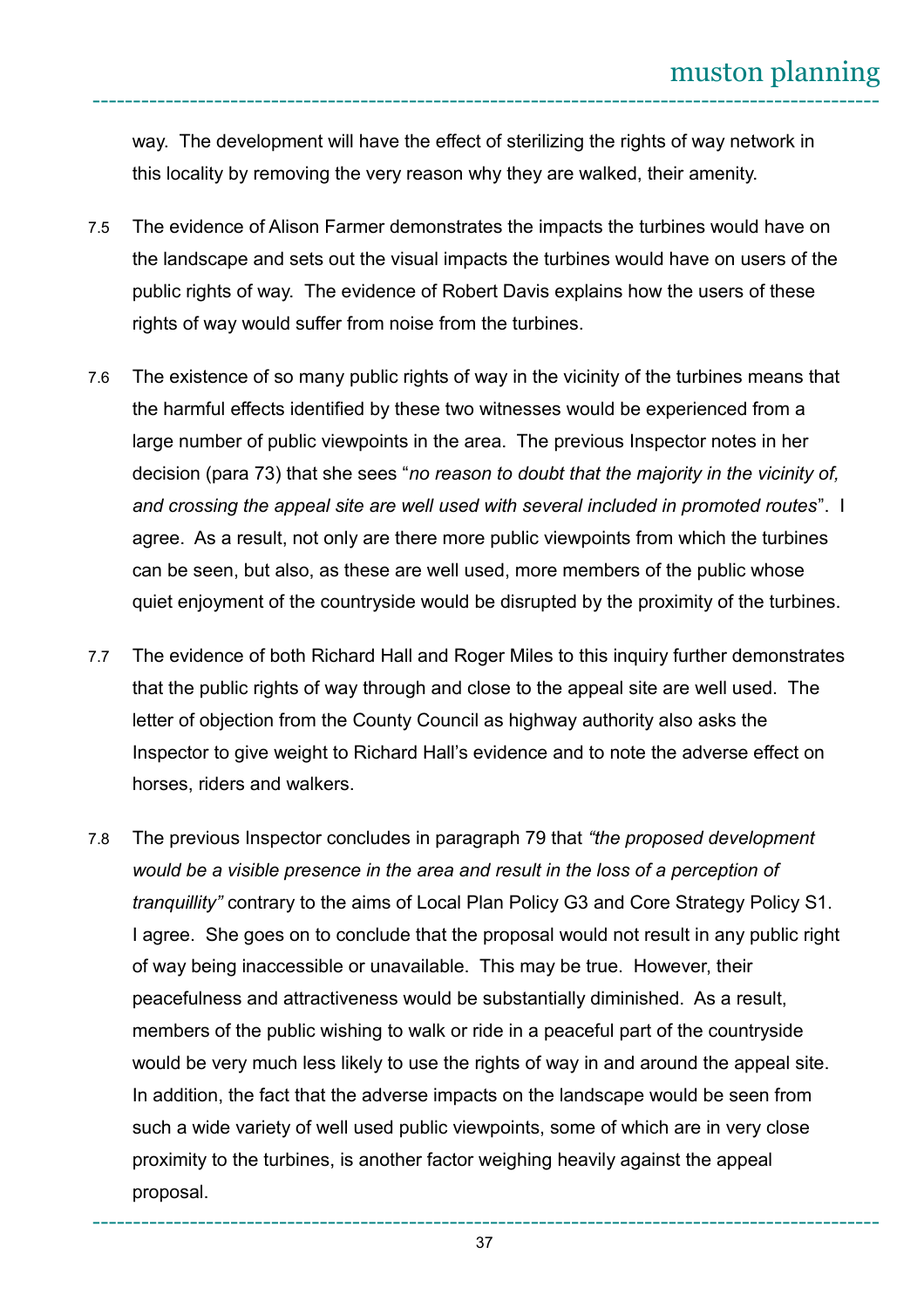way. The development will have the effect of sterilizing the rights of way network in this locality by removing the very reason why they are walked, their amenity.

7.5 The evidence of Alison Farmer demonstrates the impacts the turbines would have on the landscape and sets out the visual impacts the turbines would have on users of the public rights of way. The evidence of Robert Davis explains how the users of these rights of way would suffer from noise from the turbines.

7.6 The existence of so many public rights of way in the vicinity of the turbines means that the harmful effects identified by these two witnesses would be experienced from a large number of public viewpoints in the area. The previous Inspector notes in her decision (para 73) that she sees "*no reason to doubt that the majority in the vicinity of, and crossing the appeal site are well used with several included in promoted routes*". I agree. As a result, not only are there more public viewpoints from which the turbines can be seen, but also, as these are well used, more members of the public whose quiet enjoyment of the countryside would be disrupted by the proximity of the turbines.

7.7 The evidence of both Richard Hall and Roger Miles to this inquiry further demonstrates that the public rights of way through and close to the appeal site are well used. The letter of objection from the County Council as highway authority also asks the Inspector to give weight to Richard Hall's evidence and to note the adverse effect on horses, riders and walkers.

7.8 The previous Inspector concludes in paragraph 79 that *"the proposed development would be a visible presence in the area and result in the loss of a perception of tranquillity"* contrary to the aims of Local Plan Policy G3 and Core Strategy Policy S1. I agree. She goes on to conclude that the proposal would not result in any public right of way being inaccessible or unavailable. This may be true. However, their peacefulness and attractiveness would be substantially diminished. As a result, members of the public wishing to walk or ride in a peaceful part of the countryside would be very much less likely to use the rights of way in and around the appeal site. In addition, the fact that the adverse impacts on the landscape would be seen from such a wide variety of well used public viewpoints, some of which are in very close proximity to the turbines, is another factor weighing heavily against the appeal proposal.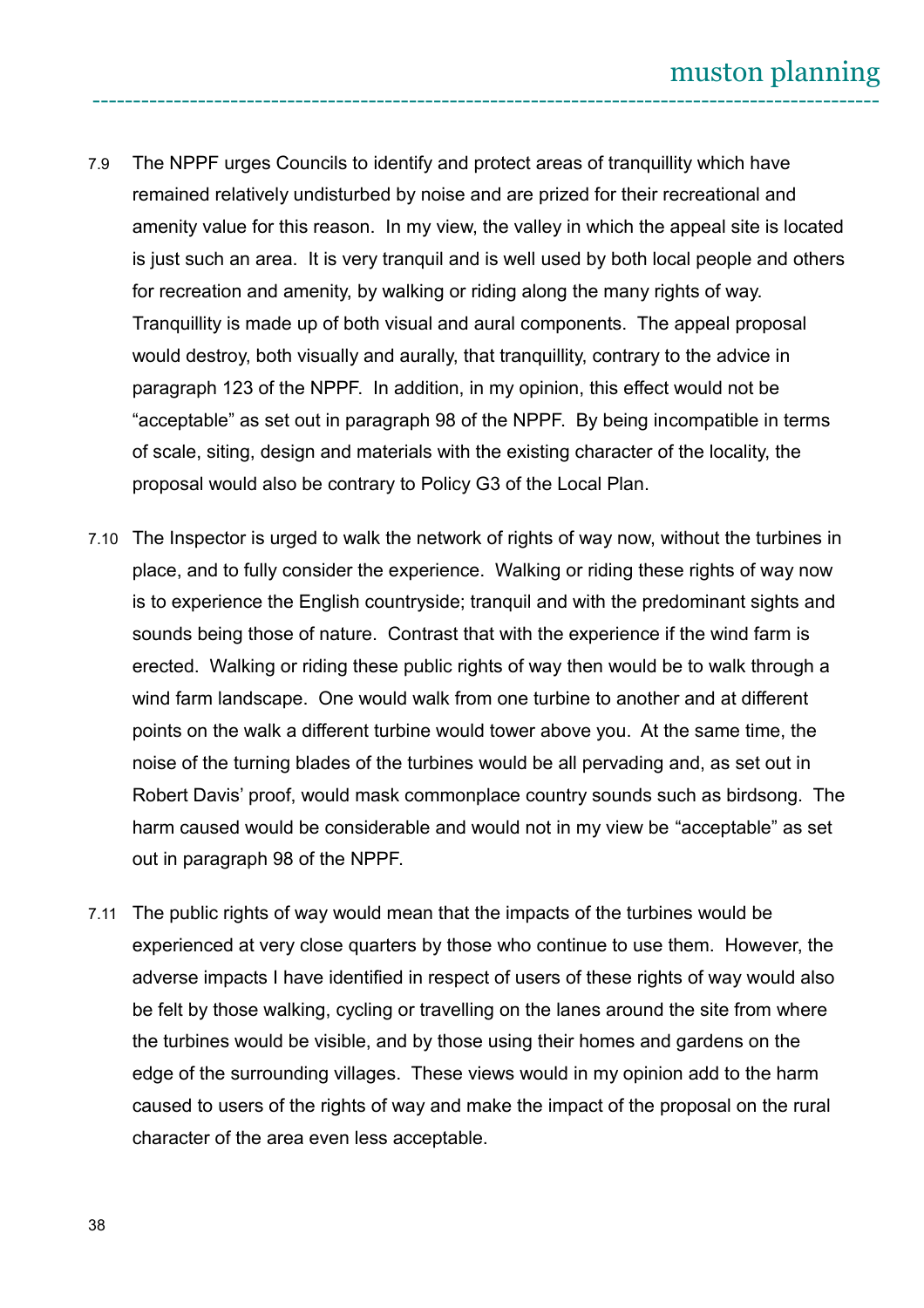7.9 The NPPF urges Councils to identify and protect areas of tranquillity which have remained relatively undisturbed by noise and are prized for their recreational and amenity value for this reason. In my view, the valley in which the appeal site is located is just such an area. It is very tranquil and is well used by both local people and others for recreation and amenity, by walking or riding along the many rights of way. Tranquillity is made up of both visual and aural components. The appeal proposal would destroy, both visually and aurally, that tranquillity, contrary to the advice in paragraph 123 of the NPPF. In addition, in my opinion, this effect would not be "acceptable" as set out in paragraph 98 of the NPPF. By being incompatible in terms of scale, siting, design and materials with the existing character of the locality, the proposal would also be contrary to Policy G3 of the Local Plan.

7.10 The Inspector is urged to walk the network of rights of way now, without the turbines in place, and to fully consider the experience. Walking or riding these rights of way now is to experience the English countryside; tranquil and with the predominant sights and sounds being those of nature. Contrast that with the experience if the wind farm is erected. Walking or riding these public rights of way then would be to walk through a wind farm landscape. One would walk from one turbine to another and at different points on the walk a different turbine would tower above you. At the same time, the noise of the turning blades of the turbines would be all pervading and, as set out in Robert Davis' proof, would mask commonplace country sounds such as birdsong. The harm caused would be considerable and would not in my view be "acceptable" as set out in paragraph 98 of the NPPF.

7.11 The public rights of way would mean that the impacts of the turbines would be experienced at very close quarters by those who continue to use them. However, the adverse impacts I have identified in respect of users of these rights of way would also be felt by those walking, cycling or travelling on the lanes around the site from where the turbines would be visible, and by those using their homes and gardens on the edge of the surrounding villages. These views would in my opinion add to the harm caused to users of the rights of way and make the impact of the proposal on the rural character of the area even less acceptable.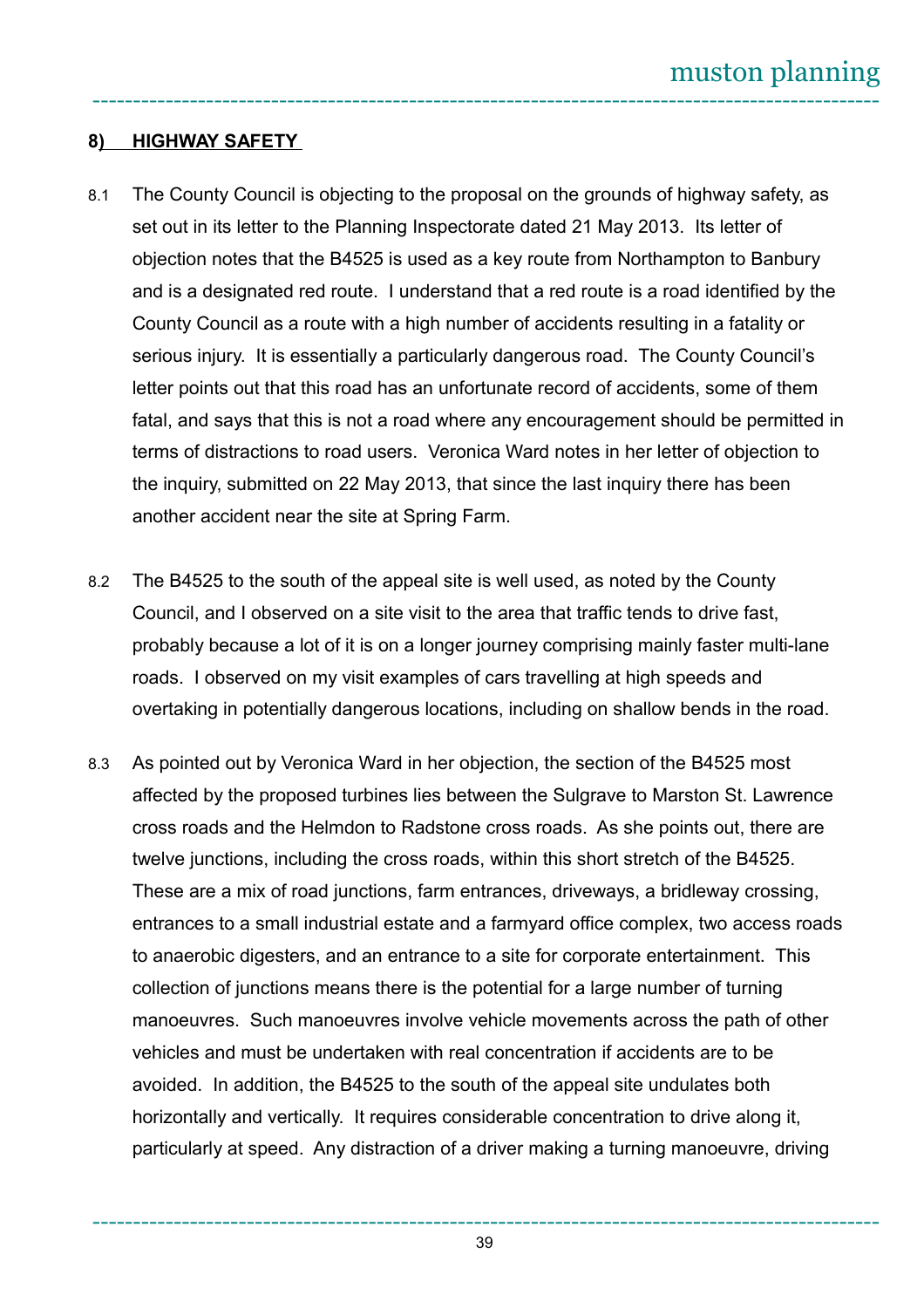## 8) HIGHWAY SAFETY

8.1 The County Council is objecting to the proposal on the grounds of highway safety, as set out in its letter to the Planning Inspectorate dated 21 May 2013. Its letter of objection notes that the B4525 is used as a key route from Northampton to Banbury and is a designated red route. I understand that a red route is a road identified by the County Council as a route with a high number of accidents resulting in a fatality or serious injury. It is essentially a particularly dangerous road. The County Council's letter points out that this road has an unfortunate record of accidents, some of them fatal, and says that this is not a road where any encouragement should be permitted in terms of distractions to road users. Veronica Ward notes in her letter of objection to the inquiry, submitted on 22 May 2013, that since the last inquiry there has been another accident near the site at Spring Farm.

8.2 The B4525 to the south of the appeal site is well used, as noted by the County Council, and I observed on a site visit to the area that traffic tends to drive fast, probably because a lot of it is on a longer journey comprising mainly faster multi-lane roads. I observed on my visit examples of cars travelling at high speeds and overtaking in potentially dangerous locations, including on shallow bends in the road.

8.3 As pointed out by Veronica Ward in her objection, the section of the B4525 most affected by the proposed turbines lies between the Sulgrave to Marston St. Lawrence cross roads and the Helmdon to Radstone cross roads. As she points out, there are twelve junctions, including the cross roads, within this short stretch of the B4525. These are a mix of road junctions, farm entrances, driveways, a bridleway crossing, entrances to a small industrial estate and a farmyard office complex, two access roads to anaerobic digesters, and an entrance to a site for corporate entertainment. This collection of junctions means there is the potential for a large number of turning manoeuvres. Such manoeuvres involve vehicle movements across the path of other vehicles and must be undertaken with real concentration if accidents are to be avoided. In addition, the B4525 to the south of the appeal site undulates both horizontally and vertically. It requires considerable concentration to drive along it, particularly at speed. Any distraction of a driver making a turning manoeuvre, driving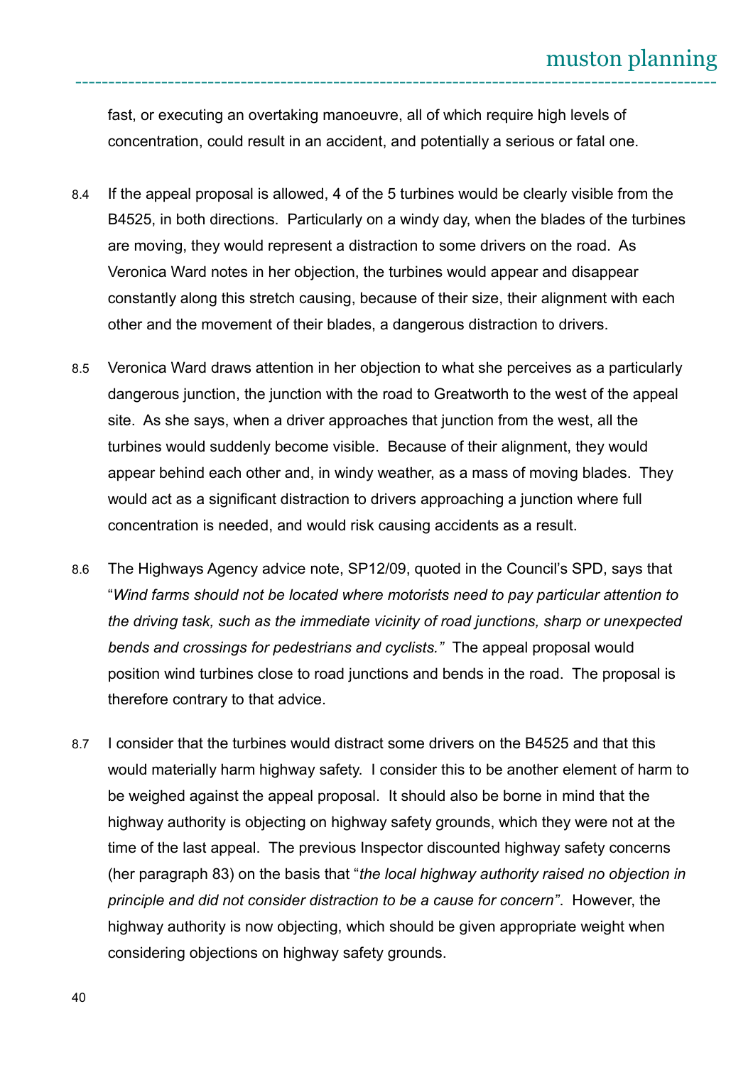fast, or executing an overtaking manoeuvre, all of which require high levels of concentration, could result in an accident, and potentially a serious or fatal one.

8.4 If the appeal proposal is allowed, 4 of the 5 turbines would be clearly visible from the B4525, in both directions. Particularly on a windy day, when the blades of the turbines are moving, they would represent a distraction to some drivers on the road. As Veronica Ward notes in her objection, the turbines would appear and disappear constantly along this stretch causing, because of their size, their alignment with each other and the movement of their blades, a dangerous distraction to drivers.

8.5 Veronica Ward draws attention in her objection to what she perceives as a particularly dangerous junction, the junction with the road to Greatworth to the west of the appeal site. As she says, when a driver approaches that junction from the west, all the turbines would suddenly become visible. Because of their alignment, they would appear behind each other and, in windy weather, as a mass of moving blades. They would act as a significant distraction to drivers approaching a junction where full concentration is needed, and would risk causing accidents as a result.

8.6 The Highways Agency advice note, SP12/09, quoted in the Council's SPD, says that "*Wind farms should not be located where motorists need to pay particular attention to the driving task, such as the immediate vicinity of road junctions, sharp or unexpected bends and crossings for pedestrians and cyclists.*" The appeal proposal would position wind turbines close to road junctions and bends in the road. The proposal is therefore contrary to that advice.

8.7 I consider that the turbines would distract some drivers on the B4525 and that this would materially harm highway safety. I consider this to be another element of harm to be weighed against the appeal proposal. It should also be borne in mind that the highway authority is objecting on highway safety grounds, which they were not at the time of the last appeal. The previous Inspector discounted highway safety concerns (her paragraph 83) on the basis that "*the local highway authority raised no objection in principle and did not consider distraction to be a cause for concern*". However, the highway authority is now objecting, which should be given appropriate weight when considering objections on highway safety grounds.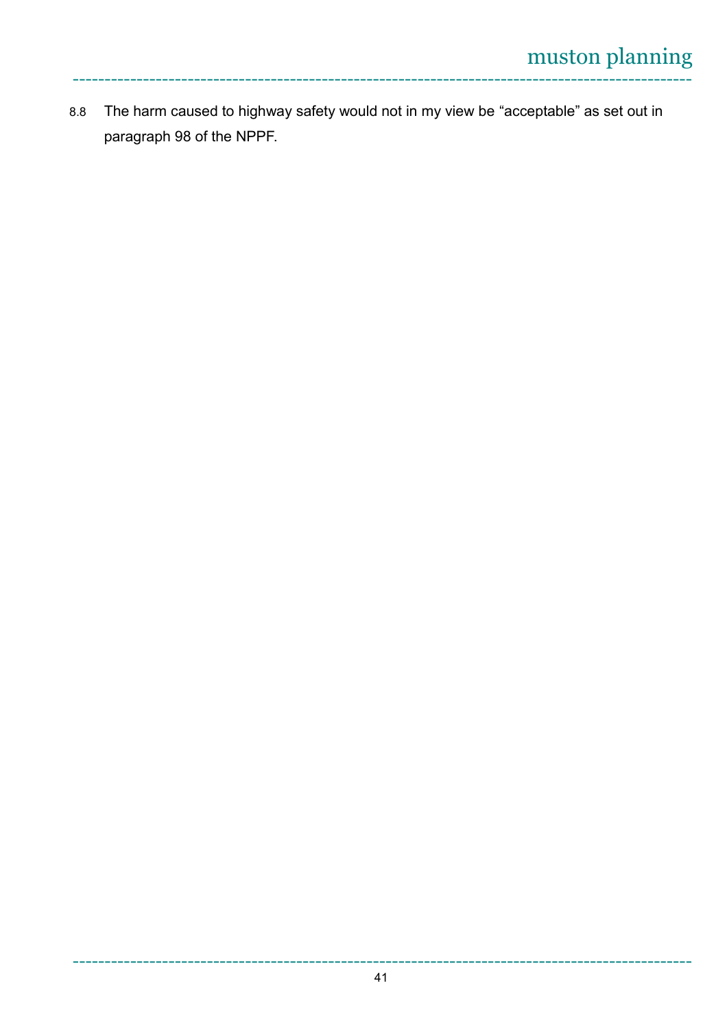8.8 The harm caused to highway safety would not in my view be "acceptable" as set out in paragraph 98 of the NPPF.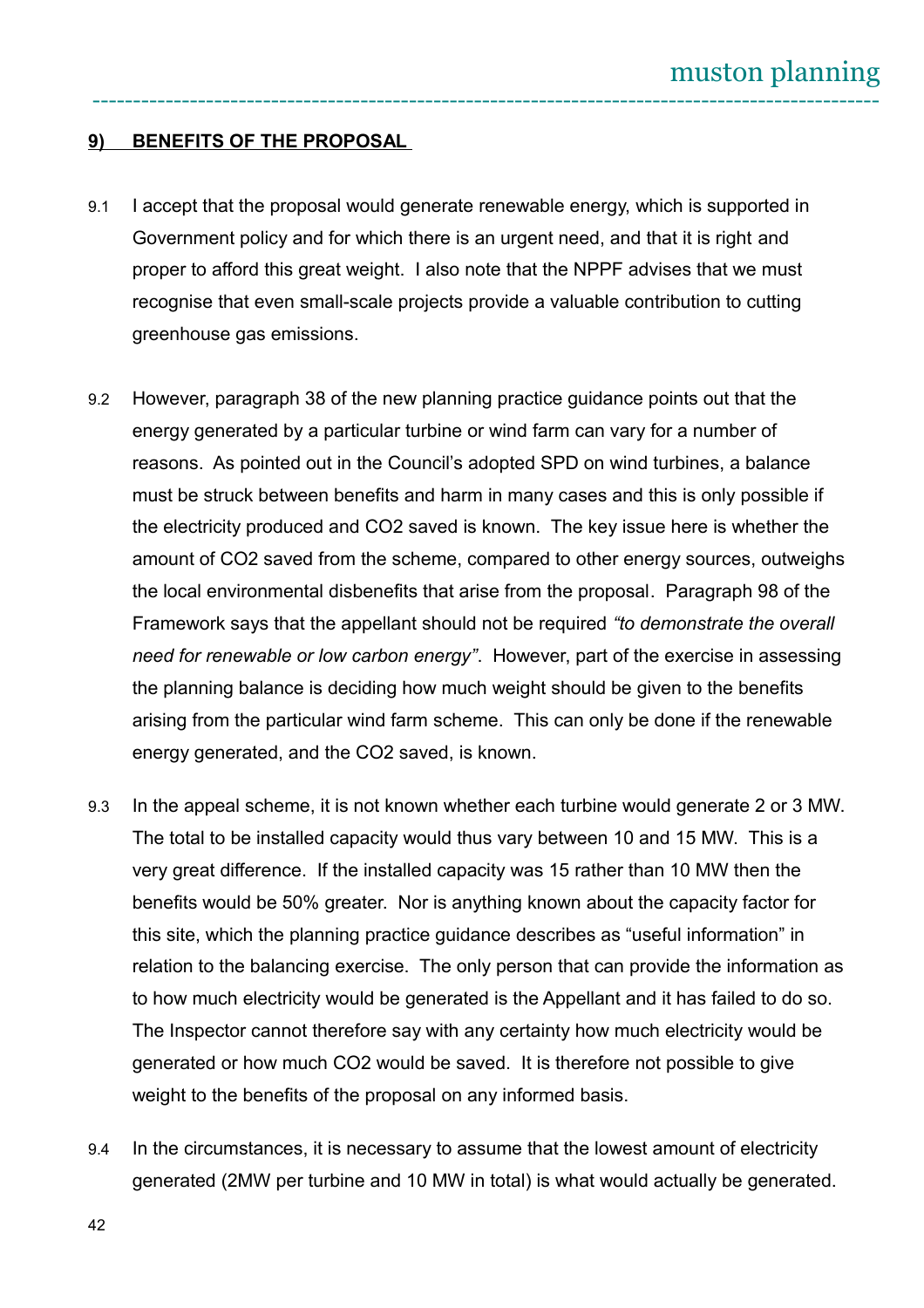## 9) BENEFITS OF THE PROPOSAL

9.1 I accept that the proposal would generate renewable energy, which is supported in Government policy and for which there is an urgent need, and that it is right and proper to afford this great weight. I also note that the NPPF advises that we must recognise that even small-scale projects provide a valuable contribution to cutting greenhouse gas emissions.

9.2 However, paragraph 38 of the new planning practice guidance points out that the energy generated by a particular turbine or wind farm can vary for a number of reasons. As pointed out in the Council's adopted SPD on wind turbines, a balance must be struck between benefits and harm in many cases and this is only possible if the electricity produced and $CO_2$ saved is known. The key issue here is whether the amount of $CO_2$ saved from the scheme, compared to other energy sources, outweighs the local environmental disbenefits that arise from the proposal. Paragraph 98 of the Framework says that the appellant should not be required *"to demonstrate the overall need for renewable or low carbon energy"*. However, part of the exercise in assessing the planning balance is deciding how much weight should be given to the benefits arising from the particular wind farm scheme. This can only be done if the renewable energy generated, and the $CO_2$ saved, is known.

9.3 In the appeal scheme, it is not known whether each turbine would generate 2 or 3 MW. The total to be installed capacity would thus vary between 10 and 15 MW. This is a very great difference. If the installed capacity was 15 rather than 10 MW then the benefits would be 50% greater. Nor is anything known about the capacity factor for this site, which the planning practice guidance describes as "useful information" in relation to the balancing exercise. The only person that can provide the information as to how much electricity would be generated is the Appellant and it has failed to do so. The Inspector cannot therefore say with any certainty how much electricity would be generated or how much $CO_2$ would be saved. It is therefore not possible to give weight to the benefits of the proposal on any informed basis.

9.4 In the circumstances, it is necessary to assume that the lowest amount of electricity generated (2MW per turbine and 10 MW in total) is what would actually be generated.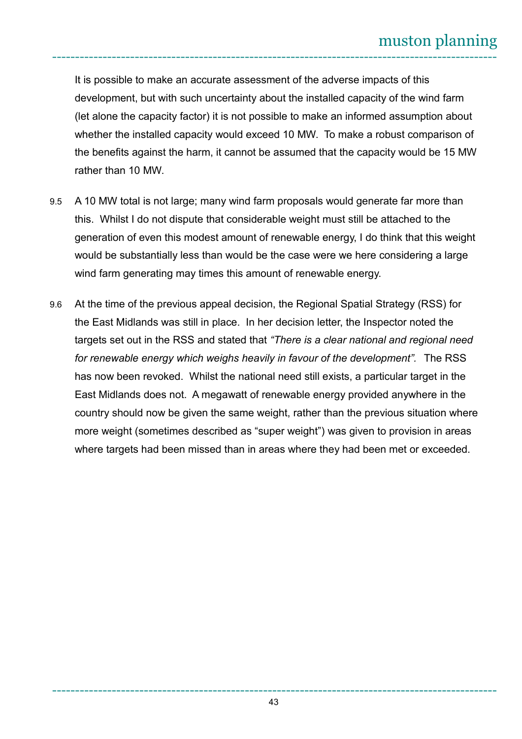It is possible to make an accurate assessment of the adverse impacts of this development, but with such uncertainty about the installed capacity of the wind farm (let alone the capacity factor) it is not possible to make an informed assumption about whether the installed capacity would exceed 10 MW. To make a robust comparison of the benefits against the harm, it cannot be assumed that the capacity would be 15 MW rather than 10 MW.

9.5 A 10 MW total is not large; many wind farm proposals would generate far more than this. Whilst I do not dispute that considerable weight must still be attached to the generation of even this modest amount of renewable energy, I do think that this weight would be substantially less than would be the case were we here considering a large wind farm generating may times this amount of renewable energy.

9.6 At the time of the previous appeal decision, the Regional Spatial Strategy (RSS) for the East Midlands was still in place. In her decision letter, the Inspector noted the targets set out in the RSS and stated that *"There is a clear national and regional need for renewable energy which weighs heavily in favour of the development".* The RSS has now been revoked. Whilst the national need still exists, a particular target in the East Midlands does not. A megawatt of renewable energy provided anywhere in the country should now be given the same weight, rather than the previous situation where more weight (sometimes described as "super weight") was given to provision in areas where targets had been missed than in areas where they had been met or exceeded.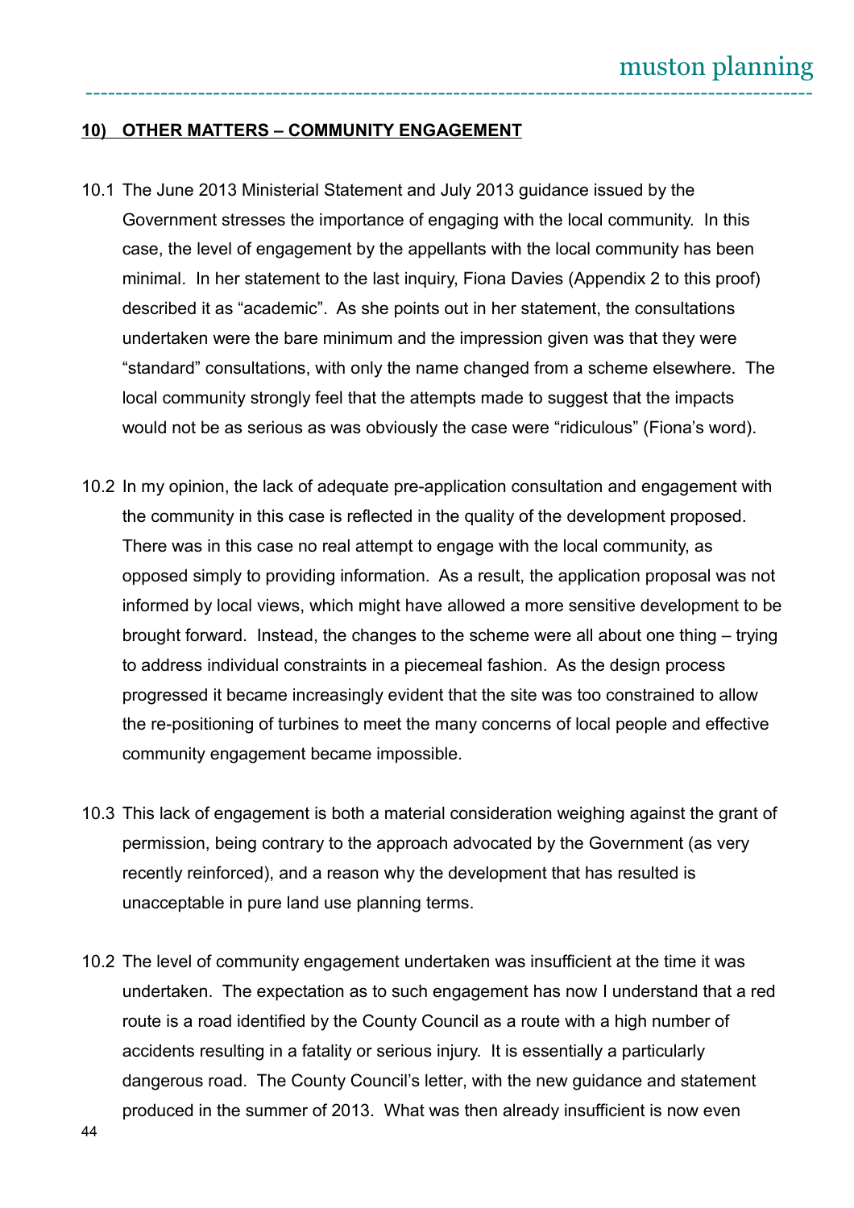## 10) OTHER MATTERS – COMMUNITY ENGAGEMENT

10.1 The June 2013 Ministerial Statement and July 2013 guidance issued by the Government stresses the importance of engaging with the local community. In this case, the level of engagement by the appellants with the local community has been minimal. In her statement to the last inquiry, Fiona Davies (Appendix 2 to this proof) described it as "academic". As she points out in her statement, the consultations undertaken were the bare minimum and the impression given was that they were "standard" consultations, with only the name changed from a scheme elsewhere. The local community strongly feel that the attempts made to suggest that the impacts would not be as serious as was obviously the case were "ridiculous" (Fiona's word).

10.2 In my opinion, the lack of adequate pre-application consultation and engagement with the community in this case is reflected in the quality of the development proposed. There was in this case no real attempt to engage with the local community, as opposed simply to providing information. As a result, the application proposal was not informed by local views, which might have allowed a more sensitive development to be brought forward. Instead, the changes to the scheme were all about one thing – trying to address individual constraints in a piecemeal fashion. As the design process progressed it became increasingly evident that the site was too constrained to allow the re-positioning of turbines to meet the many concerns of local people and effective community engagement became impossible.

10.3 This lack of engagement is both a material consideration weighing against the grant of permission, being contrary to the approach advocated by the Government (as very recently reinforced), and a reason why the development that has resulted is unacceptable in pure land use planning terms.

10.2 The level of community engagement undertaken was insufficient at the time it was undertaken. The expectation as to such engagement has now I understand that a red route is a road identified by the County Council as a route with a high number of accidents resulting in a fatality or serious injury. It is essentially a particularly dangerous road. The County Council's letter, with the new guidance and statement produced in the summer of 2013. What was then already insufficient is now even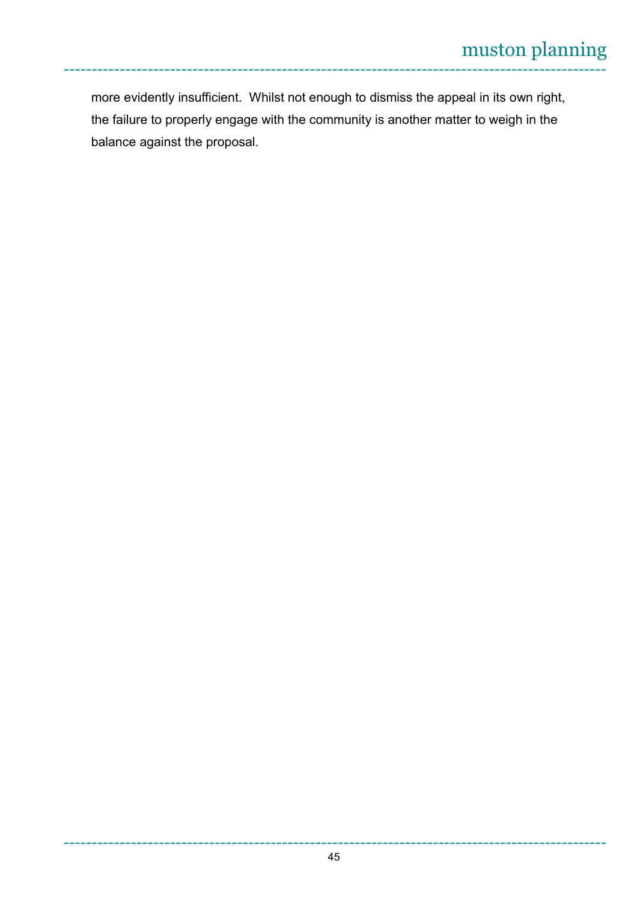more evidently insufficient.  Whilst not enough to dismiss the appeal in its own right, the failure to properly engage with the community is another matter to weigh in the balance against the proposal.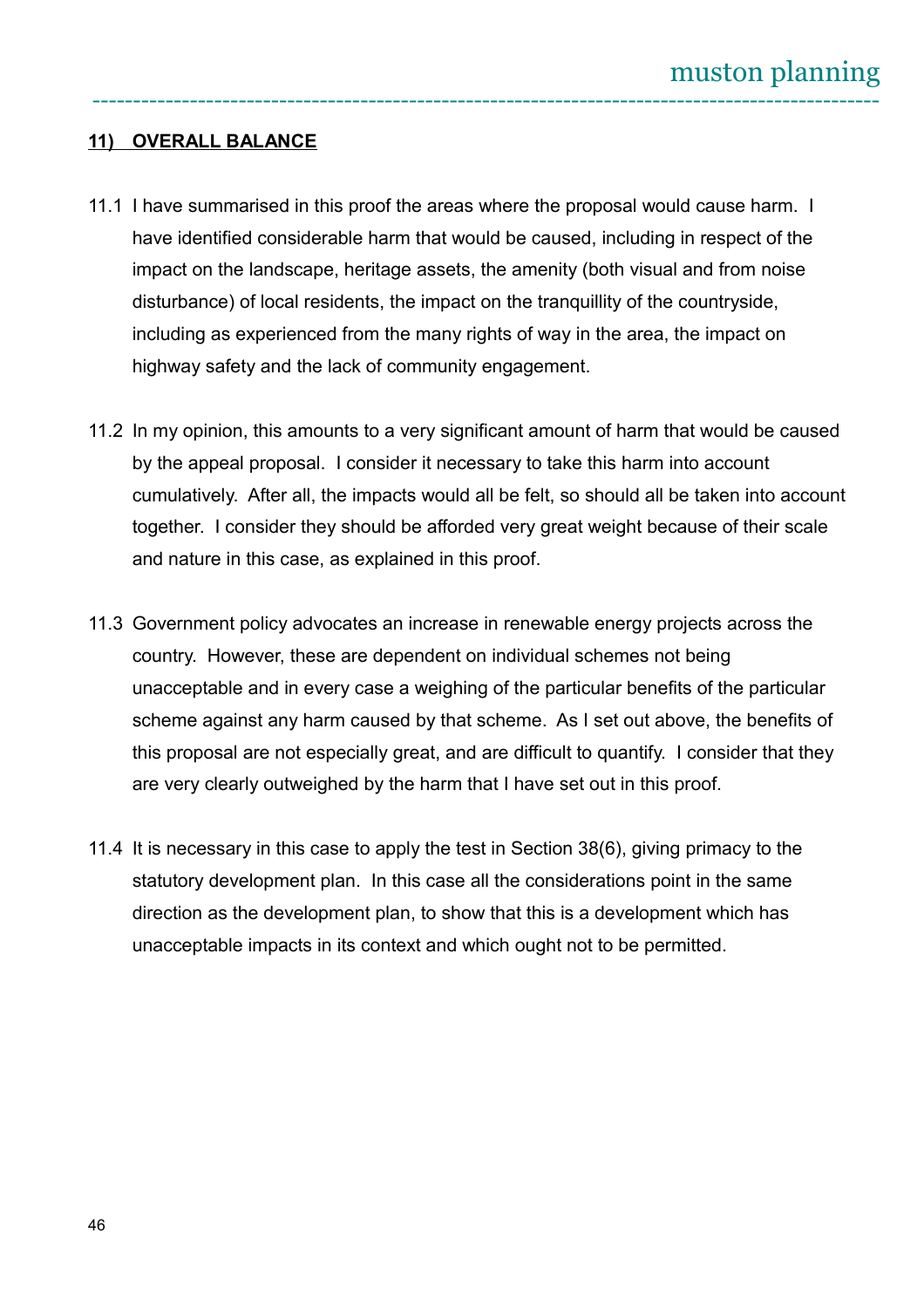## 11) OVERALL BALANCE

11.1 I have summarised in this proof the areas where the proposal would cause harm. I have identified considerable harm that would be caused, including in respect of the impact on the landscape, heritage assets, the amenity (both visual and from noise disturbance) of local residents, the impact on the tranquillity of the countryside, including as experienced from the many rights of way in the area, the impact on highway safety and the lack of community engagement.

11.2 In my opinion, this amounts to a very significant amount of harm that would be caused by the appeal proposal. I consider it necessary to take this harm into account cumulatively. After all, the impacts would all be felt, so should all be taken into account together. I consider they should be afforded very great weight because of their scale and nature in this case, as explained in this proof.

11.3 Government policy advocates an increase in renewable energy projects across the country. However, these are dependent on individual schemes not being unacceptable and in every case a weighing of the particular benefits of the particular scheme against any harm caused by that scheme. As I set out above, the benefits of this proposal are not especially great, and are difficult to quantify. I consider that they are very clearly outweighed by the harm that I have set out in this proof.

11.4 It is necessary in this case to apply the test in Section 38(6), giving primacy to the statutory development plan. In this case all the considerations point in the same direction as the development plan, to show that this is a development which has unacceptable impacts in its context and which ought not to be permitted.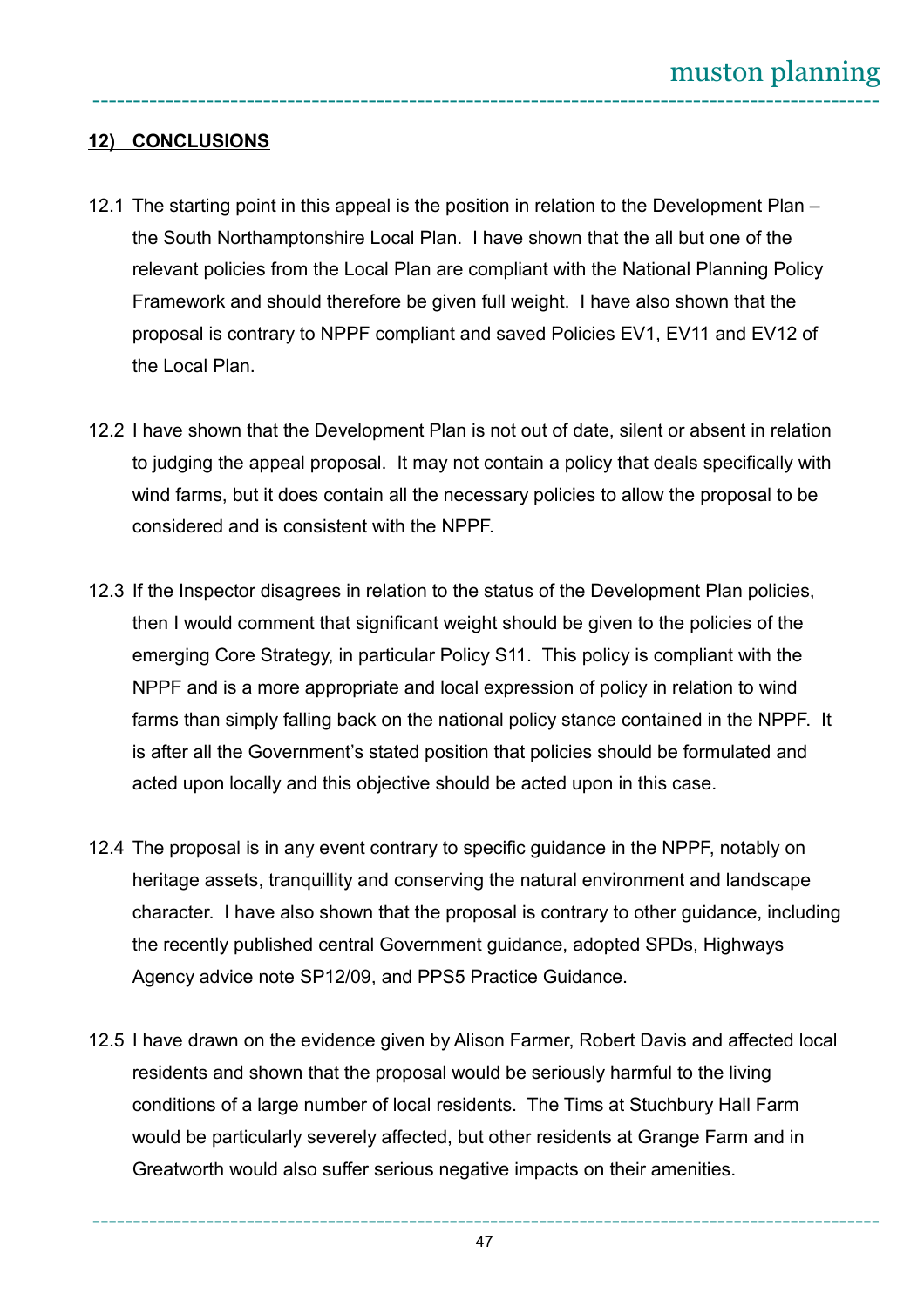## 12) CONCLUSIONS

12.1 The starting point in this appeal is the position in relation to the Development Plan – the South Northamptonshire Local Plan. I have shown that the all but one of the relevant policies from the Local Plan are compliant with the National Planning Policy Framework and should therefore be given full weight. I have also shown that the proposal is contrary to NPPF compliant and saved Policies EV1, EV11 and EV12 of the Local Plan.

12.2 I have shown that the Development Plan is not out of date, silent or absent in relation to judging the appeal proposal. It may not contain a policy that deals specifically with wind farms, but it does contain all the necessary policies to allow the proposal to be considered and is consistent with the NPPF.

12.3 If the Inspector disagrees in relation to the status of the Development Plan policies, then I would comment that significant weight should be given to the policies of the emerging Core Strategy, in particular Policy S11. This policy is compliant with the NPPF and is a more appropriate and local expression of policy in relation to wind farms than simply falling back on the national policy stance contained in the NPPF. It is after all the Government's stated position that policies should be formulated and acted upon locally and this objective should be acted upon in this case.

12.4 The proposal is in any event contrary to specific guidance in the NPPF, notably on heritage assets, tranquillity and conserving the natural environment and landscape character. I have also shown that the proposal is contrary to other guidance, including the recently published central Government guidance, adopted SPDs, Highways Agency advice note SP12/09, and PPS5 Practice Guidance.

12.5 I have drawn on the evidence given by Alison Farmer, Robert Davis and affected local residents and shown that the proposal would be seriously harmful to the living conditions of a large number of local residents. The Tims at Stuchbury Hall Farm would be particularly severely affected, but other residents at Grange Farm and in Greatworth would also suffer serious negative impacts on their amenities.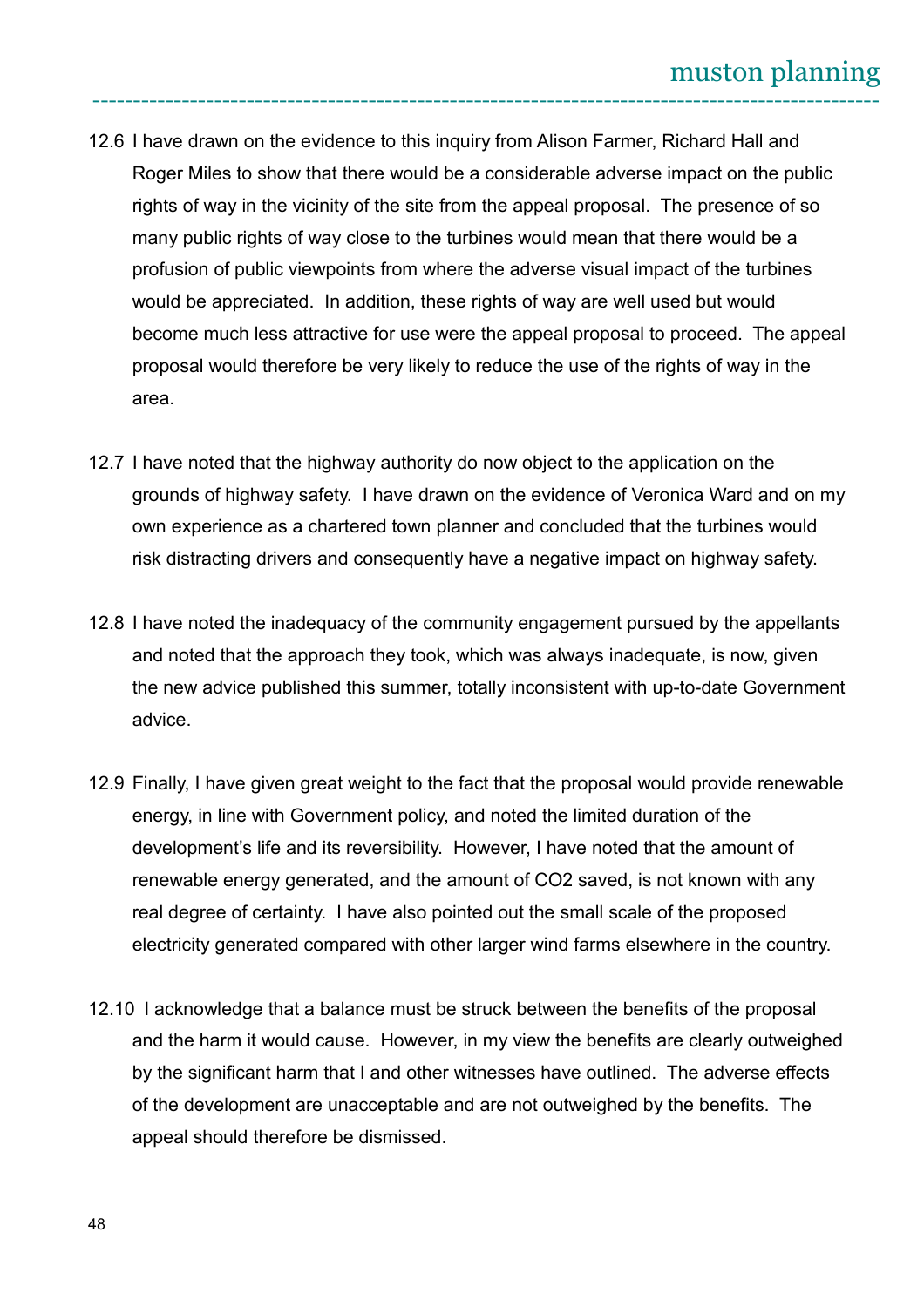12.6 I have drawn on the evidence to this inquiry from Alison Farmer, Richard Hall and Roger Miles to show that there would be a considerable adverse impact on the public rights of way in the vicinity of the site from the appeal proposal. The presence of so many public rights of way close to the turbines would mean that there would be a profusion of public viewpoints from where the adverse visual impact of the turbines would be appreciated. In addition, these rights of way are well used but would become much less attractive for use were the appeal proposal to proceed. The appeal proposal would therefore be very likely to reduce the use of the rights of way in the area.

12.7 I have noted that the highway authority do now object to the application on the grounds of highway safety. I have drawn on the evidence of Veronica Ward and on my own experience as a chartered town planner and concluded that the turbines would risk distracting drivers and consequently have a negative impact on highway safety.

12.8 I have noted the inadequacy of the community engagement pursued by the appellants and noted that the approach they took, which was always inadequate, is now, given the new advice published this summer, totally inconsistent with up-to-date Government advice.

12.9 Finally, I have given great weight to the fact that the proposal would provide renewable energy, in line with Government policy, and noted the limited duration of the development's life and its reversibility. However, I have noted that the amount of renewable energy generated, and the amount of $CO_2$ saved, is not known with any real degree of certainty. I have also pointed out the small scale of the proposed electricity generated compared with other larger wind farms elsewhere in the country.

12.10 I acknowledge that a balance must be struck between the benefits of the proposal and the harm it would cause. However, in my view the benefits are clearly outweighed by the significant harm that I and other witnesses have outlined. The adverse effects of the development are unacceptable and are not outweighed by the benefits. The appeal should therefore be dismissed.